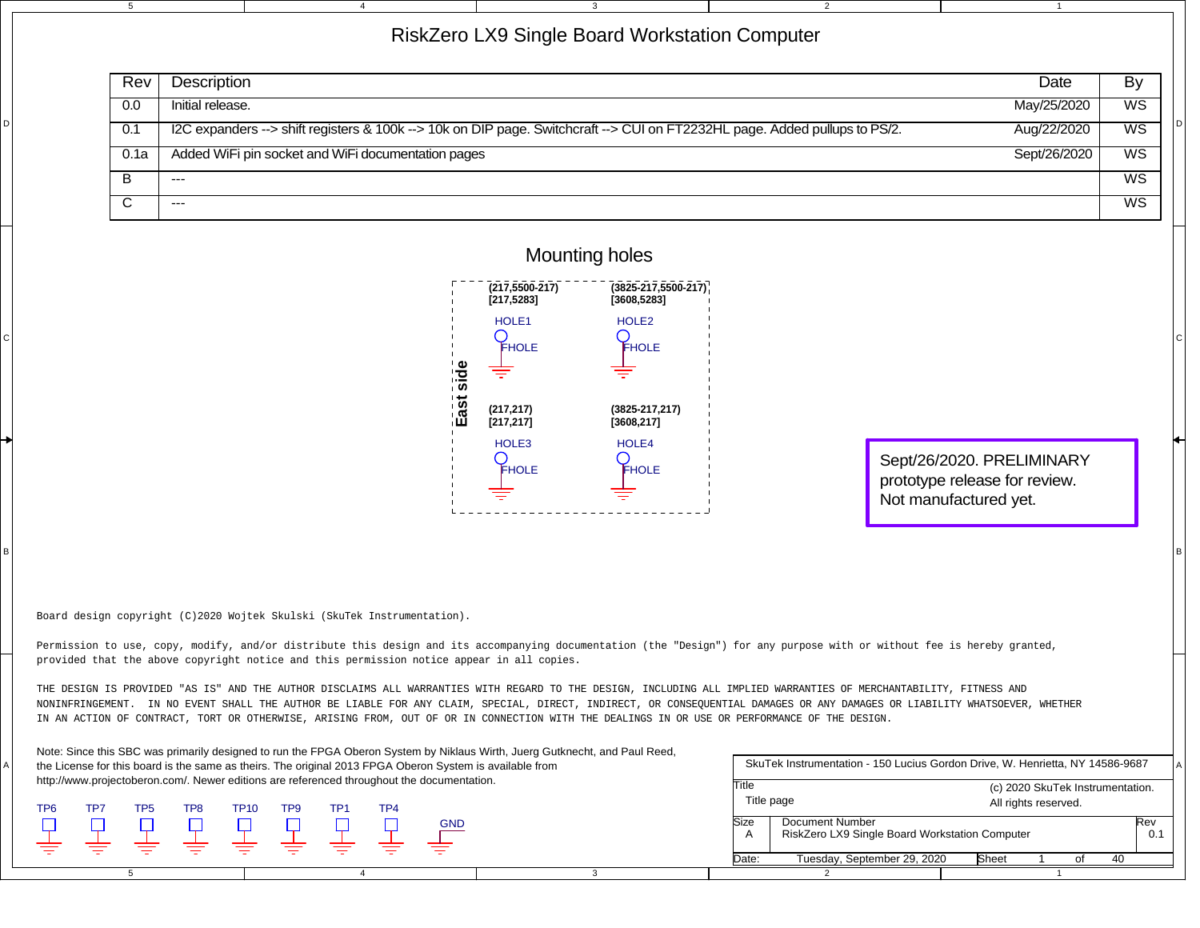# RiskZero LX9 Single Board Workstation Computer

| Rev | Description | Date | By |
|---|---|---|---|
| 0.0 | Initial release. | May/25/2020 | WS |
| 0.1 | I2C expanders --> shift registers & 100k --> 10k on DIP page. Switchcraft --> CUI on FT2232HL page. Added pullups to PS/2. | Aug/22/2020 | WS |
| 0.1a | Added WiFi pin socket and WiFi documentation pages | Sept/26/2020 | WS |
| B | --- | | WS |
| C | --- | | WS |

## Mounting holes

East side

(217,5500-217)
[217,5283]
HOLE1
FHOLE

(3825-217,5500-217)
[3608,5283]
HOLE2
FHOLE

(217,217)
[217,217]
HOLE3
FHOLE

(3825-217,217)
[3608,217]
HOLE4
FHOLE

Sept/26/2020. PRELIMINARY prototype release for review. Not manufactured yet.

Board design copyright (C)2020 Wojtek Skulski (SkuTek Instrumentation).

Permission to use, copy, modify, and/or distribute this design and its accompanying documentation (the "Design") for any purpose with or without fee is hereby granted, provided that the above copyright notice and this permission notice appear in all copies.

THE DESIGN IS PROVIDED "AS IS" AND THE AUTHOR DISCLAIMS ALL WARRANTIES WITH REGARD TO THE DESIGN, INCLUDING ALL IMPLIED WARRANTIES OF MERCHANTABILITY, FITNESS AND NONINFRINGEMENT. IN NO EVENT SHALL THE AUTHOR BE LIABLE FOR ANY CLAIM, SPECIAL, DIRECT, INDIRECT, OR CONSEQUENTIAL DAMAGES OR ANY DAMAGES OR LIABILITY WHATSOEVER, WHETHER IN AN ACTION OF CONTRACT, TORT OR OTHERWISE, ARISING FROM, OUT OF OR IN CONNECTION WITH THE DEALINGS IN OR USE OR PERFORMANCE OF THE DESIGN.

Note: Since this SBC was primarily designed to run the FPGA Oberon System by Niklaus Wirth, Juerg Gutknecht, and Paul Reed, the License for this board is the same as theirs. The original 2013 FPGA Oberon System is available from http://www.projectoberon.com/. Newer editions are referenced throughout the documentation.

TP6 TP7 TP5 TP8 TP10 TP9 TP1 TP4 GND

SkuTek Instrumentation - 150 Lucius Gordon Drive, W. Henrietta, NY 14586-9687

| Title | Title page | (c) 2020 SkuTek Instrumentation. All rights reserved. |
|---|---|---|
| Size: A | Document Number: RiskZero LX9 Single Board Workstation Computer | Rev: 0.1 |
| Date: Tuesday, September 29, 2020 | Sheet 1 of 40 | |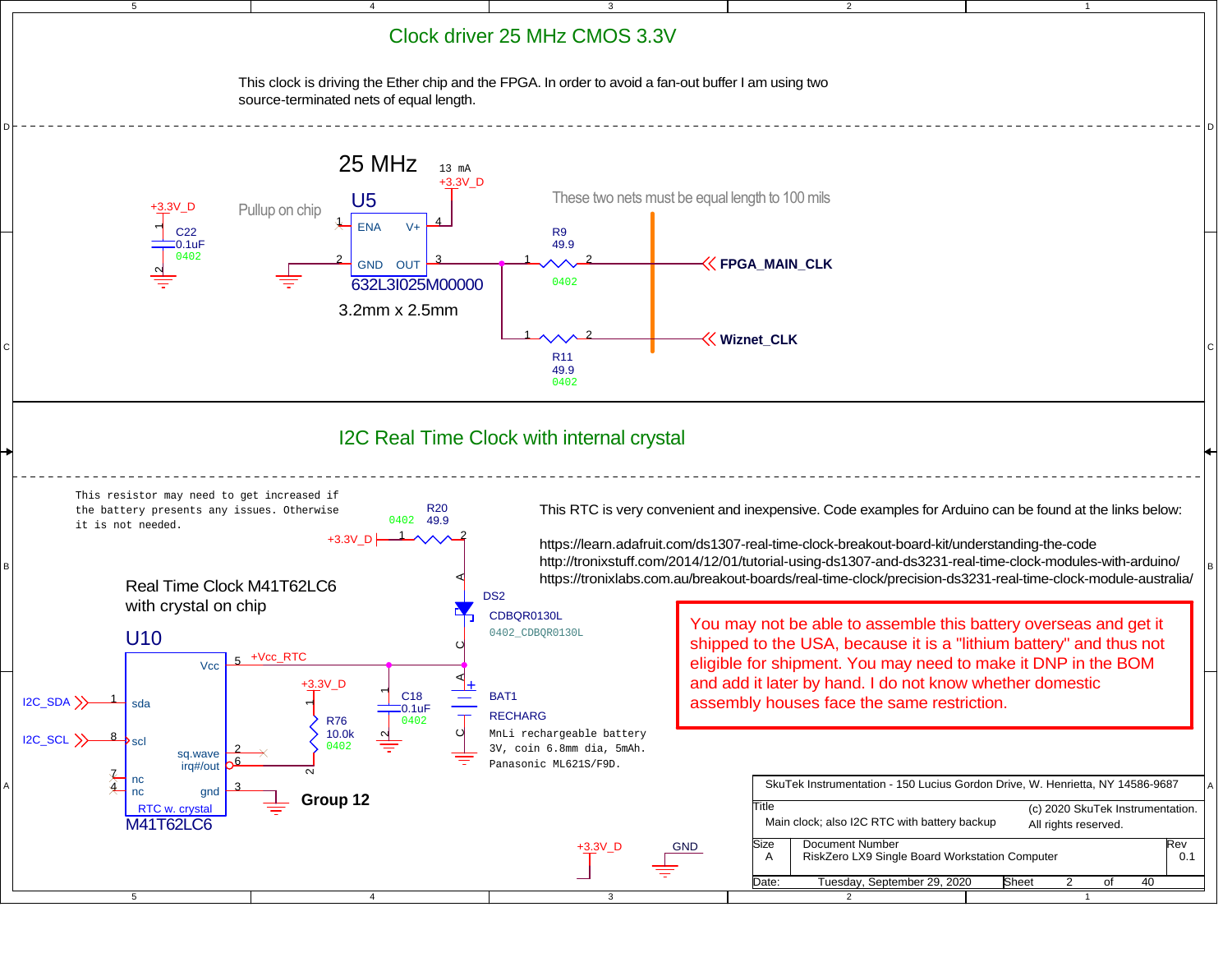## Clock driver 25 MHz CMOS 3.3V

This clock is driving the Ether chip and the FPGA. In order to avoid a fan-out buffer I am using two source-terminated nets of equal length.

25 MHz

13 mA

+3.3V_D

U5

Pullup on chip

ENA V+ GND OUT

632L3I025M00000

3.2mm x 2.5mm

+3.3V_D

C22
0.1uF
0402

These two nets must be equal length to 100 mils

R9
49.9
0402

FPGA_MAIN_CLK

R11
49.9
0402

Wiznet_CLK

## I2C Real Time Clock with internal crystal

This resistor may need to get increased if the battery presents any issues. Otherwise it is not needed.

R20
0402 49.9

+3.3V_D

DS2
CDBQR0130L
0402_CDBQR0130L

Real Time Clock M41T62LC6
with crystal on chip

U10

I2C_SDA — sda

I2C_SCL — scl

Vcc — +Vcc_RTC

sq.wave

irq#/out

nc

nc

gnd

RTC w. crystal

M41T62LC6

+3.3V_D

R76
10.0k
0402

C18
0.1uF
0402

BAT1
RECHARG
MnLi rechargeable battery
3V, coin 6.8mm dia, 5mAh.
Panasonic ML621S/F9D.

Group 12

This RTC is very convenient and inexpensive. Code examples for Arduino can be found at the links below:

https://learn.adafruit.com/ds1307-real-time-clock-breakout-board-kit/understanding-the-code
http://tronixstuff.com/2014/12/01/tutorial-using-ds1307-and-ds3231-real-time-clock-modules-with-arduino/
https://tronixlabs.com.au/breakout-boards/real-time-clock/precision-ds3231-real-time-clock-module-australia/

You may not be able to assemble this battery overseas and get it shipped to the USA, because it is a "lithium battery" and thus not eligible for shipment. You may need to make it DNP in the BOM and add it later by hand. I do not know whether domestic assembly houses face the same restriction.

+3.3V_D GND

SkuTek Instrumentation - 150 Lucius Gordon Drive, W. Henrietta, NY 14586-9687

| Title | | (c) 2020 SkuTek Instrumentation. |
|---|---|---|
| Main clock; also I2C RTC with battery backup | | All rights reserved. |
| Size: A | Document Number: RiskZero LX9 Single Board Workstation Computer | Rev: 0.1 |
| Date: Tuesday, September 29, 2020 | Sheet 2 of 40 | |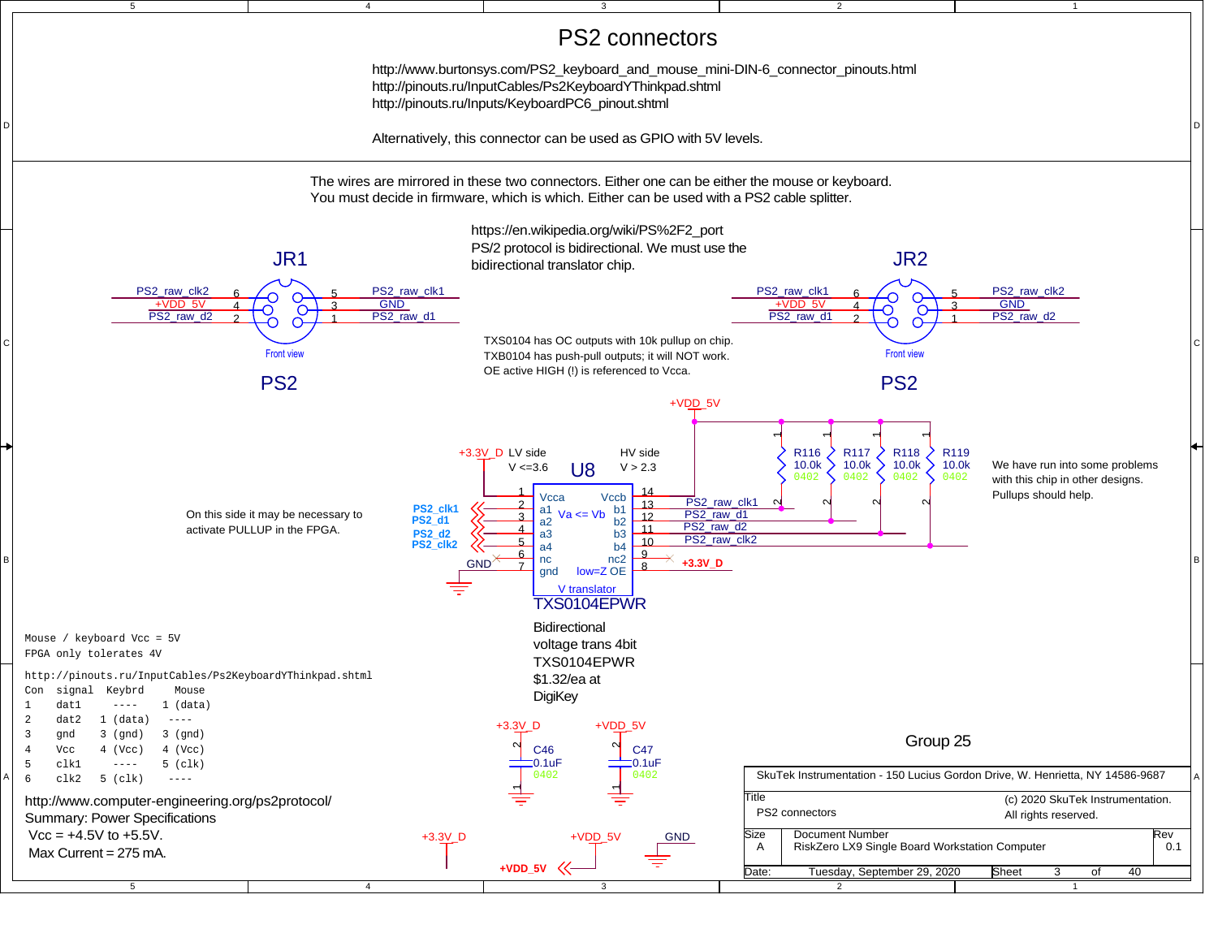# PS2 connectors

http://www.burtonsys.com/PS2_keyboard_and_mouse_mini-DIN-6_connector_pinouts.html
http://pinouts.ru/InputCables/Ps2KeyboardYThinkpad.shtml
http://pinouts.ru/Inputs/KeyboardPC6_pinout.shtml

Alternatively, this connector can be used as GPIO with 5V levels.

The wires are mirrored in these two connectors. Either one can be either the mouse or keyboard.
You must decide in firmware, which is which. Either can be used with a PS2 cable splitter.

https://en.wikipedia.org/wiki/PS%2F2_port
PS/2 protocol is bidirectional. We must use the bidirectional translator chip.

## JR1 (PS2)

| Pin | Signal |
|---|---|
| 6 | PS2_raw_clk2 |
| 4 | +VDD_5V |
| 2 | PS2_raw_d2 |
| 5 | PS2_raw_clk1 |
| 3 | GND |
| 1 | PS2_raw_d1 |

Front view

## JR2 (PS2)

| Pin | Signal |
|---|---|
| 6 | PS2_raw_clk1 |
| 4 | +VDD_5V |
| 2 | PS2_raw_d1 |
| 5 | PS2_raw_clk2 |
| 3 | GND |
| 1 | PS2_raw_d2 |

Front view

TXS0104 has OC outputs with 10k pullup on chip.
TXB0104 has push-pull outputs; it will NOT work.
OE active HIGH (!) is referenced to Vcca.

## U8 — TXS0104EPWR (V translator)

LV side $V <= 3.6$ — HV side $V > 2.3$

| Pin | Name | Net | | Pin | Name | Net |
|---|---|---|---|---|---|---|
| 1 | Vcca | +3.3V_D | | 14 | Vccb | +VDD_5V |
| 2 | a1 | PS2_clk1 | | 13 | b1 | PS2_raw_clk1 |
| 3 | a2 | PS2_d1 | | 12 | b2 | PS2_raw_d1 |
| 4 | a3 | PS2_d2 | | 11 | b3 | PS2_raw_d2 |
| 5 | a4 | PS2_clk2 | | 10 | b4 | PS2_raw_clk2 |
| 6 | nc | — | | 9 | nc2 | — |
| 7 | gnd | GND | | 8 | low=Z OE | +3.3V_D |

Va <= Vb

On this side it may be necessary to activate PULLUP in the FPGA.

Pullups R116, R117, R118, R119: 10.0k 0402, to +VDD_5V

We have run into some problems with this chip in other designs. Pullups should help.

Bidirectional voltage trans 4bit TXS0104EPWR $1.32/ea at DigiKey

C46 0.1uF 0402 (+3.3V_D); C47 0.1uF 0402 (+VDD_5V)

Mouse / keyboard Vcc = 5V
FPGA only tolerates 4V

http://pinouts.ru/InputCables/Ps2KeyboardYThinkpad.shtml

| Con | signal | Keybrd | Mouse |
|---|---|---|---|
| 1 | dat1 | ---- | 1 (data) |
| 2 | dat2 | 1 (data) | ---- |
| 3 | gnd | 3 (gnd) | 3 (gnd) |
| 4 | Vcc | 4 (Vcc) | 4 (Vcc) |
| 5 | clk1 | ---- | 5 (clk) |
| 6 | clk2 | 5 (clk) | ---- |

http://www.computer-engineering.org/ps2protocol/
Summary: Power Specifications
Vcc = +4.5V to +5.5V.
Max Current = 275 mA.

Group 25

SkuTek Instrumentation - 150 Lucius Gordon Drive, W. Henrietta, NY 14586-9687

| Title | PS2 connectors | (c) 2020 SkuTek Instrumentation. All rights reserved. |
|---|---|---|
| Size | A | |
| Document Number | RiskZero LX9 Single Board Workstation Computer | Rev 0.1 |
| Date: | Tuesday, September 29, 2020 | Sheet 3 of 40 |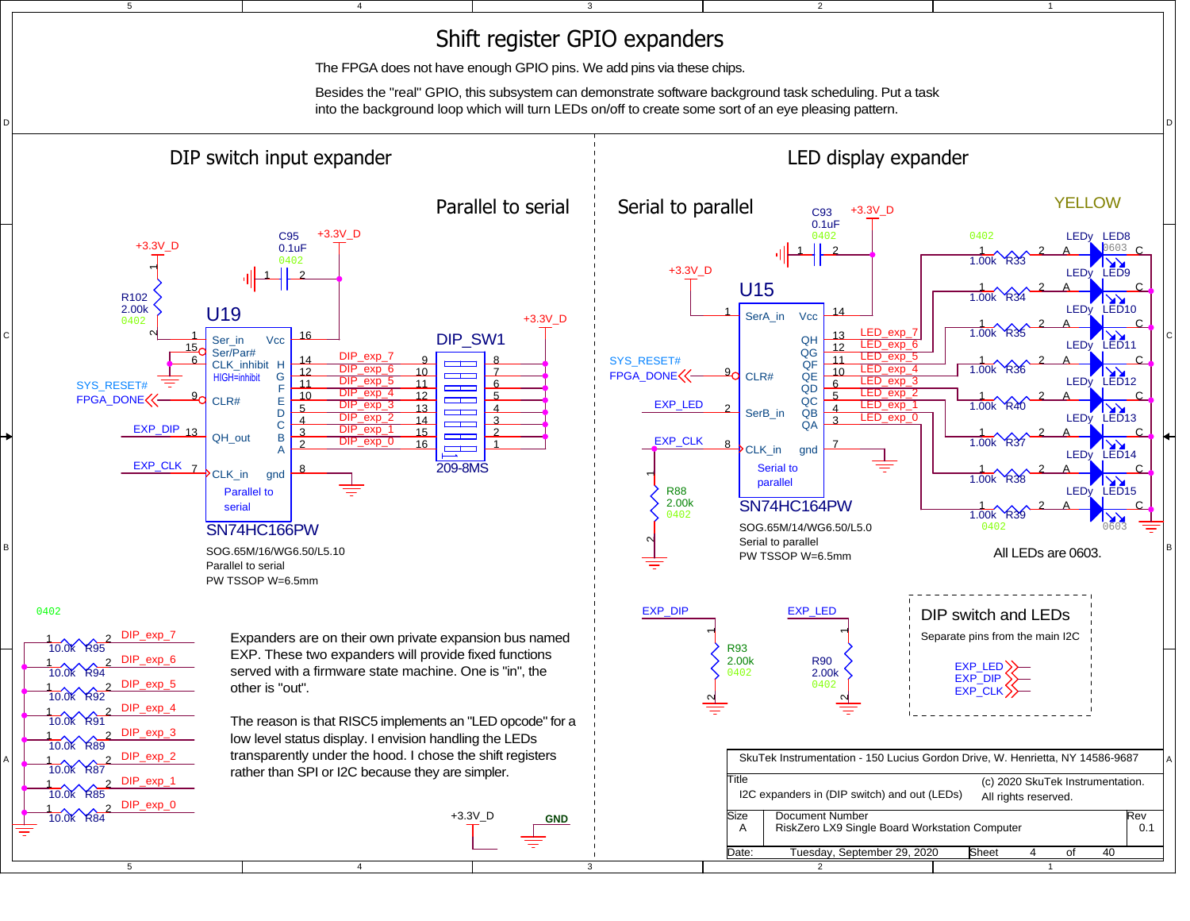# Shift register GPIO expanders

The FPGA does not have enough GPIO pins. We add pins via these chips.

Besides the "real" GPIO, this subsystem can demonstrate software background task scheduling. Put a task into the background loop which will turn LEDs on/off to create some sort of an eye pleasing pattern.

## DIP switch input expander

### Parallel to serial

U19 — SN74HC166PW
SOG.65M/16/WG6.50/L5.10
Parallel to serial
PW TSSOP W=6.5mm

Pins: Ser_in (1), Ser/Par# (15), CLK_inhibit (6, HIGH=inhibit), CLR# (9), QH_out (13), CLK_in (7), Vcc (16), gnd (8), H (14), G (12), F (11), E (10), D (5), C (4), B (3), A (2)

Signals: +3.3V_D, R102 2.00k 0402, C95 0.1uF 0402, SYS_RESET#, FPGA_DONE, EXP_DIP, EXP_CLK, DIP_exp_7 … DIP_exp_0

DIP_SW1 — 209-8MS

Pull-down resistors (0402): R95, R94, R92, R91, R89, R87, R85, R84 — 10.0k (DIP_exp_7 … DIP_exp_0)

Expanders are on their own private expansion bus named EXP. These two expanders will provide fixed functions served with a firmware state machine. One is "in", the other is "out".

The reason is that RISC5 implements an "LED opcode" for a low level status display. I envision handling the LEDs transparently under the hood. I chose the shift registers rather than SPI or I2C because they are simpler.

## LED display expander

### Serial to parallel

U15 — SN74HC164PW
SOG.65M/14/WG6.50/L5.0
Serial to parallel
PW TSSOP W=6.5mm

Pins: SerA_in (1), CLR# (9), SerB_in (2), CLK_in (8), Vcc (14), gnd (7), QH (13), QG (12), QF (11), QE (10), QD (6), QC (5), QB (4), QA (3)

Signals: +3.3V_D, C93 0.1uF 0402, SYS_RESET#, FPGA_DONE, EXP_LED, EXP_CLK, R88 2.00k 0402, LED_exp_7 … LED_exp_0

YELLOW

LEDs: LED8–LED15 (LEDy, 0603) with series resistors R33, R34, R35, R36, R40, R37, R38, R39 — 1.00k 0402

All LEDs are 0603.

EXP_DIP — R93 2.00k 0402
EXP_LED — R90 2.00k 0402

### DIP switch and LEDs

Separate pins from the main I2C

EXP_LED, EXP_DIP, EXP_CLK

+3.3V_D, GND

| | |
|---|---|
| SkuTek Instrumentation - 150 Lucius Gordon Drive, W. Henrietta, NY 14586-9687 | |
| Title: I2C expanders in (DIP switch) and out (LEDs) | (c) 2020 SkuTek Instrumentation. All rights reserved. |
| Size: A | Document Number: RiskZero LX9 Single Board Workstation Computer — Rev 0.1 |
| Date: Tuesday, September 29, 2020 | Sheet 4 of 40 |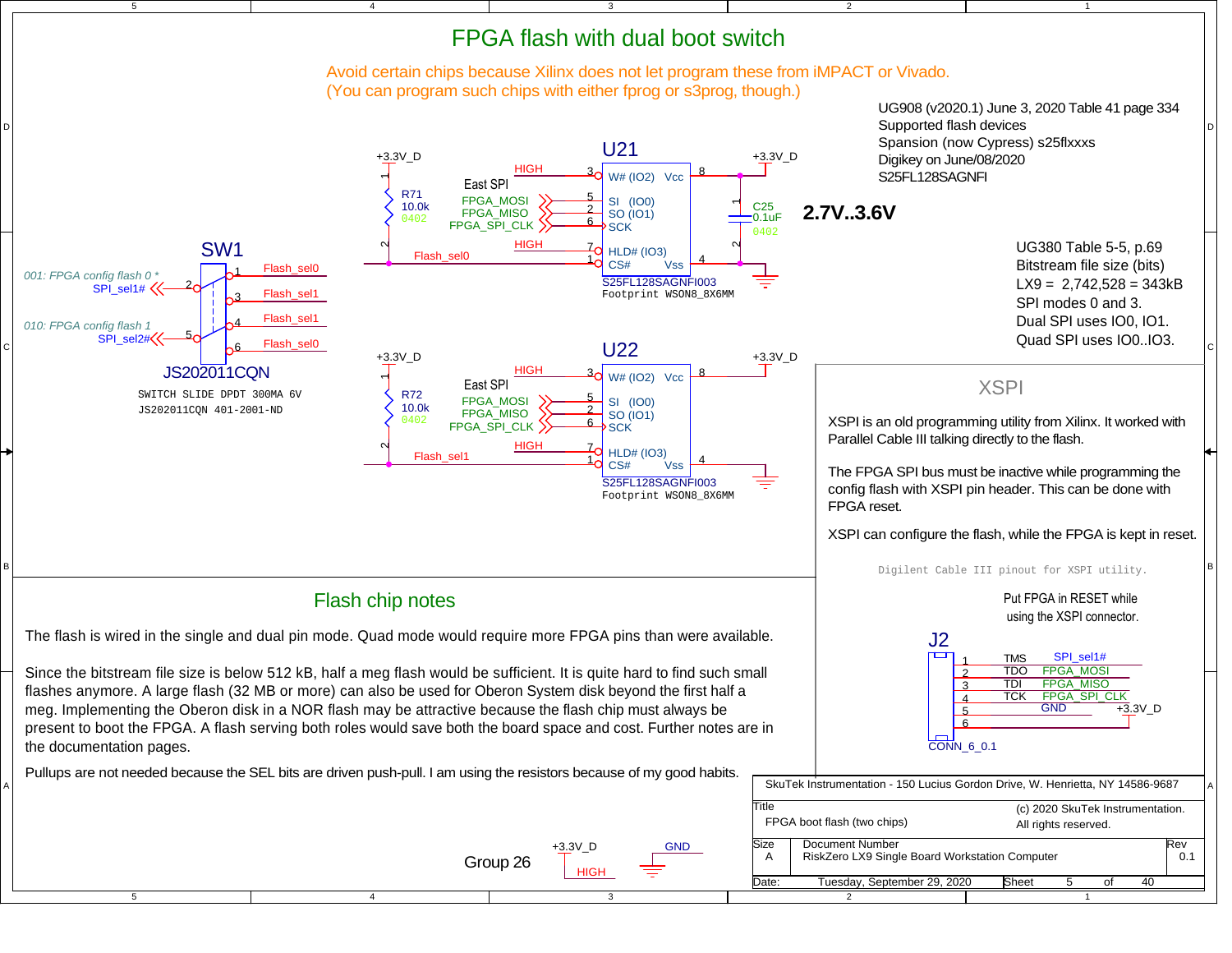# FPGA flash with dual boot switch

Avoid certain chips because Xilinx does not let program these from iMPACT or Vivado.
(You can program such chips with either fprog or s3prog, though.)

UG908 (v2020.1) June 3, 2020 Table 41 page 334
Supported flash devices
Spansion (now Cypress) s25flxxxs
Digikey on June/08/2020
S25FL128SAGNFI

**2.7V..3.6V**

UG380 Table 5-5, p.69
Bitstream file size (bits)
LX9 = 2,742,528 = 343kB
SPI modes 0 and 3.
Dual SPI uses IO0, IO1.
Quad SPI uses IO0..IO3.

SW1
001: FPGA config flash 0 *
SPI_sel1#
010: FPGA config flash 1
SPI_sel2#
Flash_sel0
Flash_sel1
Flash_sel1
Flash_sel0
JS202011CQN
SWITCH SLIDE DPDT 300MA 6V
JS202011CQN 401-2001-ND

U21
+3.3V_D
R71 10.0k 0402
East SPI
HIGH
W# (IO2) Vcc
FPGA_MOSI SI (IO0)
FPGA_MISO SO (IO1)
FPGA_SPI_CLK SCK
HIGH HLD# (IO3)
Flash_sel0 CS# Vss
C25 0.1uF 0402
S25FL128SAGNFI003
Footprint WSON8_8X6MM

U22
+3.3V_D
R72 10.0k 0402
East SPI
HIGH
W# (IO2) Vcc
FPGA_MOSI SI (IO0)
FPGA_MISO SO (IO1)
FPGA_SPI_CLK SCK
HIGH HLD# (IO3)
Flash_sel1 CS# Vss
S25FL128SAGNFI003
Footprint WSON8_8X6MM

## XSPI

XSPI is an old programming utility from Xilinx. It worked with Parallel Cable III talking directly to the flash.

The FPGA SPI bus must be inactive while programming the config flash with XSPI pin header. This can be done with FPGA reset.

XSPI can configure the flash, while the FPGA is kept in reset.

Digilent Cable III pinout for XSPI utility.

Put FPGA in RESET while using the XSPI connector.

J2

| Pin | Signal | Net |
|---|---|---|
| 1 | TMS | SPI_sel1# |
| 2 | TDO | FPGA_MOSI |
| 3 | TDI | FPGA_MISO |
| 4 | TCK | FPGA_SPI_CLK |
| 5 | GND | +3.3V_D |
| 6 | | |

CONN_6_0.1

## Flash chip notes

The flash is wired in the single and dual pin mode. Quad mode would require more FPGA pins than were available.

Since the bitstream file size is below 512 kB, half a meg flash would be sufficient. It is quite hard to find such small flashes anymore. A large flash (32 MB or more) can also be used for Oberon System disk beyond the first half a meg. Implementing the Oberon disk in a NOR flash may be attractive because the flash chip must always be present to boot the FPGA. A flash serving both roles would save both the board space and cost. Further notes are in the documentation pages.

Pullups are not needed because the SEL bits are driven push-pull. I am using the resistors because of my good habits.

Group 26
+3.3V_D HIGH
GND

SkuTek Instrumentation - 150 Lucius Gordon Drive, W. Henrietta, NY 14586-9687

| Title | FPGA boot flash (two chips) | (c) 2020 SkuTek Instrumentation. All rights reserved. |
|---|---|---|
| Size A | Document Number: RiskZero LX9 Single Board Workstation Computer | Rev 0.1 |
| Date: Tuesday, September 29, 2020 | Sheet 5 of 40 | |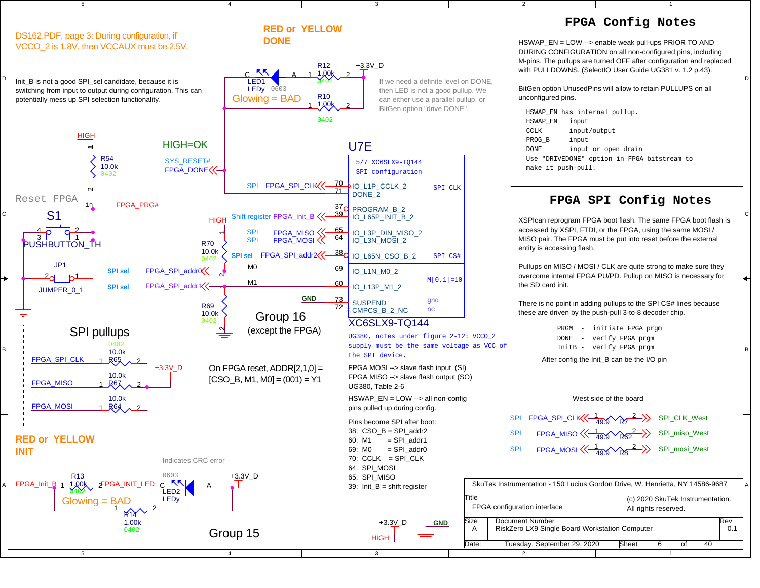# FPGA Config Notes

HSWAP_EN = LOW --> enable weak pull-ups PRIOR TO AND DURING CONFIGURATION on all non-configured pins, including M-pins. The pullups are turned OFF after configuration and replaced with PULLDOWNS. (SelectIO User Guide UG381 v. 1.2 p.43).

BitGen option UnusedPins will allow to retain PULLUPS on all unconfigured pins.

```
HSWAP_EN has internal pullup.
HSWAP_EN   input
CCLK       input/output
PROG_B     input
DONE       input or open drain
Use "DRIVEDONE" option in FPGA bitstream to
make it push-pull.
```

# FPGA SPI Config Notes

XSPIcan reprogram FPGA boot flash. The same FPGA boot flash is accessed by XSPI, FTDI, or the FPGA, using the same MOSI / MISO pair. The FPGA must be put into reset before the external entity is accessing flash.

Pullups on MISO / MOSI / CLK are quite strong to make sure they overcome internal FPGA PU/PD. Pullup on MISO is necessary for the SD card init.

There is no point in adding pullups to the SPI CS# lines because these are driven by the push-pull 3-to-8 decoder chip.

```
PRGM  -  initiate FPGA prgm
DONE  -  verify FPGA prgm
InitB -  verify FPGA prgm
```

After config the Init_B can be the I/O pin

---

DS162.PDF, page 3: During configuration, if VCCO_2 is 1.8V, then VCCAUX must be 2.5V.

Init_B is not a good SPI_sel candidate, because it is switching from input to output during configuration. This can potentially mess up SPI selection functionality.

**RED or YELLOW DONE**

LED1 LEDy 0603 — Glowing = BAD; R12 1.00k 0402; R10 1.00k 0402; +3.3V_D

If we need a definite level on DONE, then LED is not a good pullup. We can either use a parallel pullup, or BitGen option "drive DONE".

HIGH=OK — SYS_RESET# / FPGA_DONE

Reset FPGA — S1 PUSHBUTTON_TH; R54 10.0k 0402 (HIGH); FPGA_PRG#; JP1 JUMPER_0_1

**U7E** — 5/7 XC6SLX9-TQ144, SPI configuration

| Pin | Net | FPGA pin | Note |
|---|---|---|---|
| 70 | FPGA_SPI_CLK (SPI) | IO_L1P_CCLK_2 | SPI CLK |
| 71 | FPGA_DONE | DONE_2 | |
| 37 | FPGA_PRG# | PROGRAM_B_2 | |
| 39 | FPGA_Init_B (Shift register) | IO_L65P_INIT_B_2 | |
| 65 | FPGA_MISO (SPI) | IO_L3P_DIN_MISO_2 | |
| 64 | FPGA_MOSI (SPI) | IO_L3N_MOSI_2 | |
| 38 | FPGA_SPI_addr2 (SPI sel) | IO_L65N_CSO_B_2 | SPI CS# |
| 69 | FPGA_SPI_addr0 (SPI sel, M0) | IO_L1N_M0_2 | M[0,1]=10 |
| 60 | FPGA_SPI_addr1 (SPI sel, M1) | IO_L13P_M1_2 | |
| 73 | GND | SUSPEND | gnd |
| 72 | | CMPCS_B_2_NC | nc |

XC6SLX9-TQ144

R70 10.0k 0402 (HIGH); R69 10.0k 0402

Group 16 (except the FPGA)

UG380, notes under figure 2-12: VCCO_2 supply must be the same voltage as VCC of the SPI device.

FPGA MOSI --> slave flash input (SI)
FPGA MISO --> slave flash output (SO)
UG380, Table 2-6

HSWAP_EN = LOW --> all non-config pins pulled up during config.

Pins become SPI after boot:
- 38: CSO_B = SPI_addr2
- 60: M1 = SPI_addr1
- 69: M0 = SPI_addr0
- 70: CCLK = SPI_CLK
- 64: SPI_MOSI
- 65: SPI_MISO
- 39: Init_B = shift register

On FPGA reset, ADDR[2,1,0] = [CSO_B, M1, M0] = (001) = Y1

## SPI pullups

- FPGA_SPI_CLK — R65 10.0k 0402 — +3.3V_D
- FPGA_MISO — R67 10.0k
- FPGA_MOSI — R64 10.0k

**RED or YELLOW INIT**

Indicates CRC error

FPGA_Init_B — R13 1.00k 0402 — FPGA_INIT_LED — LED2 LEDy 0603 — +3.3V_D; Glowing = BAD; R14 1.00k 0402

Group 15

West side of the board

- SPI FPGA_SPI_CLK — R7 49.9 — SPI_CLK_West
- SPI FPGA_MISO — R62 49.9 — SPI_miso_West
- SPI FPGA_MOSI — R8 49.9 — SPI_mosi_West

+3.3V_D (HIGH); GND

SkuTek Instrumentation - 150 Lucius Gordon Drive, W. Henrietta, NY 14586-9687

| Title | FPGA configuration interface | (c) 2020 SkuTek Instrumentation. All rights reserved. |
|---|---|---|
| Size A | Document Number: RiskZero LX9 Single Board Workstation Computer | Rev 0.1 |
| Date: Tuesday, September 29, 2020 | Sheet 6 of 40 | |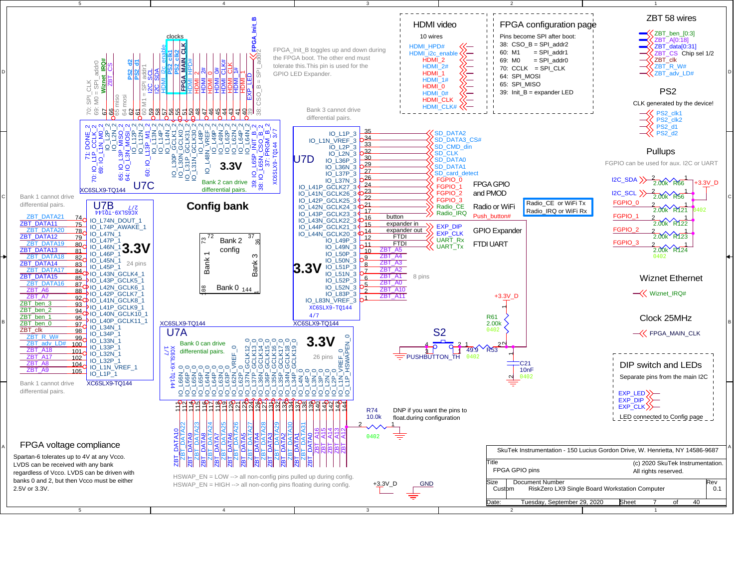# FPGA GPIO pins

## HDMI video

10 wires

- HDMI_HPD#
- HDMI_i2c_enable
- HDMI_2
- HDMI_2#
- HDMI_1
- HDMI_1#
- HDMI_0
- HDMI_0#
- HDMI_CLK
- HDMI_CLK#

## FPGA configuration page

Pins become SPI after boot:

- 38: CSO_B = SPI_addr2
- 60: M1 = SPI_addr1
- 69: M0 = SPI_addr0
- 70: CCLK = SPI_CLK
- 64: SPI_MOSI
- 65: SPI_MISO
- 39: Init_B = expander LED

## ZBT 58 wires

- ZBT_ben_[0:3]
- ZBT_A[0:18]
- ZBT_data[0:31]
- ZBT_CS Chip sel 1/2
- ZBT_clk
- ZBT_R_W#
- ZBT_adv_LD#

## PS2

CLK generated by the device!

- PS2_clk1
- PS2_clk2
- PS2_d1
- PS2_d2

## Pullups

FGPIO can be used for aux. I2C or UART

| Signal | Resistor | Value |
|---|---|---|
| I2C_SDA | R66 | 2.00k |
| I2C_SCL | R56 | 2.00k |
| FGPIO_0 | R121 | 2.00k |
| FGPIO_1 | R122 | 2.00k |
| FGPIO_2 | R123 | 2.00k |
| FGPIO_3 | R124 | 2.00k |

Pulled up to +3.3V_D (0402)

## Wiznet Ethernet

- Wiznet_IRQ#

## Clock 25MHz

- FPGA_MAIN_CLK

## DIP switch and LEDs

Separate pins from the main I2C

- EXP_LED
- EXP_DIP
- EXP_CLK

LED connected to Config page

## Config bank

### U7C — XC6SLX9-TQ144 Bank 2 (3.3V)

Bank 2 can drive differential pairs.

| Pin | Bank pin name | Net |
|---|---|---|
| 70 | IO_L1P_CCLK_2 | SPI_CLK |
| 69 | IO_L1N_M0_2 | M0 = SPI_addr0 |
| 71 | DONE_2 | |
| 67 | IO_L2P_2 | Wiznet_IRQ# |
| 66 | IO_L2N_2 | ZBT_CS |
| 65 | IO_L3P_MISO_2 | miso |
| 64 | IO_L3N_MOSI_2 | mosi |
| 62 | IO_L12P_2 | PS2_d2 |
| 61 | IO_L12N_2 | PS2_d1 |
| 60 | IO_L3P_M1_2 | M1 = SPI addr1 |
| 59 | IO_L13P_2 | I2C_SCL |
| 58 | IO_L13N_2 | I2C_SDA |
| 57 | IO_L14P_2 | HDMI_i2c_enable |
| 56 | IO_L30P_GCLK1_2 | PS2_clk1 |
| 55 | IO_L30N_GCLK0_2 | PS2_clk2 |
| 51 | IO_L31P_GCLK31_2 | FPGA_MAIN_CLK |
| 50 | IO_L31N_GCLK30_2 | HDMI_HPD# |
| 48 | IO_L48P_2 | HDMI_2 |
| 47 | IO_L48N_VREF_2 | HDMI_2# |
| 46 | IO_L49P_2 | HDMI_0 |
| 45 | IO_L49N_2 | HDMI_0# |
| 44 | IO_L62P_2 | HDMI_CLK |
| 43 | IO_L62N_2 | HDMI_CLK# |
| 41 | IO_L64P_2 | HDMI_1# |
| 40 | IO_L64N_2 | HDMI_1 |
| 39 | IO_L65P_INIT_B_2 | EXP_LED / FPGA_Init_B |
| 38 | IO_L65N_CSO_B_2 | CSO_B = SPI_addr2 |
| 37 | PRGM_B_2 | |

clocks

FPGA_Init_B toggles up and down during the FPGA boot. The other end must tolerate this. This pin is used for the GPIO LED Expander.

### U7B — XC6SLX9-TQ144 Bank 1 (3.3V, 24 pins)

Bank 1 cannot drive differential pairs.

| Net | Pin | Bank pin name |
|---|---|---|
| ZBT_DATA21 | 74 | IO_L74N_DOUT_1 |
| ZBT_DATA11 | 75 | IO_L74P_AWAKE_1 |
| ZBT_DATA20 | 78 | IO_L47N_1 |
| ZBT_DATA12 | 79 | IO_L47P_1 |
| ZBT_DATA19 | 80 | IO_L46N_1 |
| ZBT_DATA13 | 81 | IO_L46P_1 |
| ZBT_DATA18 | 82 | IO_L45N_1 |
| ZBT_DATA14 | 83 | IO_L45P_1 |
| ZBT_DATA17 | 84 | IO_L43N_GCLK4_1 |
| ZBT_DATA15 | 85 | IO_L43P_GCLK5_1 |
| ZBT_DATA16 | 87 | IO_L42N_GCLK6_1 |
| ZBT_A6 | 88 | IO_L42P_GCLK7_1 |
| ZBT_A7 | 92 | IO_L41N_GCLK8_1 |
| ZBT_ben_3 | 93 | IO_L41P_GCLK9_1 |
| ZBT_ben_2 | 94 | IO_L40N_GCLK10_1 |
| ZBT_ben_1 | 95 | IO_L40P_GCLK11_1 |
| ZBT_ben_0 | 97 | IO_L34N_1 |
| ZBT_clk | 98 | IO_L34P_1 |
| ZBT_R_W# | 99 | IO_L33N_1 |
| ZBT_adv_LD# | 100 | IO_L33P_1 |
| ZBT_A18 | 101 | IO_L32N_1 |
| ZBT_A17 | 102 | IO_L32P_1 |
| ZBT_A8 | 104 | IO_L1N_VREF_1 |
| ZBT_A9 | 105 | IO_L1P_1 |

### U7D — XC6SLX9-TQ144 Bank 3 (3.3V, 8 pins)

Bank 3 cannot drive differential pairs.

| Bank pin name | Pin | Net |
|---|---|---|
| IO_L1P_3 | 35 | SD_DATA2 |
| IO_L1N_VREF_3 | 34 | SD_DATA3_CS# |
| IO_L2P_3 | 33 | SD_CMD_din |
| IO_L2N_3 | 32 | SD_CLK |
| IO_L36P_3 | 30 | SD_DATA0 |
| IO_L36N_3 | 29 | SD_DATA1 |
| IO_L37P_3 | 27 | SD_card_detect |
| IO_L37N_3 | 26 | FGPIO_0 |
| IO_L41P_GCLK27_3 | 24 | FGPIO_1 |
| IO_L41N_GCLK26_3 | 23 | FGPIO_2 |
| IO_L42P_GCLK25_3 | 22 | FGPIO_3 |
| IO_L42N_GCLK24_3 | 21 | Radio_CE |
| IO_L43P_GCLK23_3 | 17 | Radio_IRQ |
| IO_L43N_GCLK22_3 | 16 | Push_button# (button) |
| IO_L44P_GCLK21_3 | 15 | EXP_DIP (expander in) |
| IO_L44N_GCLK20_3 | 14 | EXP_CLK (expander out) |
| IO_L49P_3 | 12 | UART_Rx (FTDI) |
| IO_L49N_3 | 11 | UART_Tx (FTDI) |
| IO_L50P_3 | 10 | ZBT_A5 |
| IO_L50N_3 | 9 | ZBT_A4 |
| IO_L51P_3 | 8 | ZBT_A3 |
| IO_L51N_3 | 7 | ZBT_A2 |
| IO_L52P_3 | 6 | ZBT_A1 |
| IO_L52N_3 | 5 | ZBT_A0 |
| IO_L83P_3 | 2 | ZBT_A10 |
| IO_L83N_VREF_3 | 1 | ZBT_A11 |

- FPGA GPIO and PMOD
- Radio or WiFi (Radio_CE or WiFi Tx; Radio_IRQ or WiFi Rx)
- GPIO Expander
- FTDI UART

### U7A — XC6SLX9-TQ144 Bank 0 (3.3V, 26 pins)

Bank 0 can drive differential pairs.

| Pin | Bank pin name | Net |
|---|---|---|
| 111 | IO_L66N_0 | ZBT_DATA10 |
| 112 | IO_L66P_0 | ZBT_DATA22 |
| 114 | IO_L65N_0 | ZBT_DATA9 |
| 115 | IO_L65P_0 | ZBT_DATA23 |
| 116 | IO_L64N_0 | ZBT_DATA8 |
| 117 | IO_L64P_0 | ZBT_DATA24 |
| 118 | IO_L63N_0 | ZBT_DATA7 |
| 119 | IO_L63P_0 | ZBT_DATA25 |
| 120 | IO_L62N_VREF_0 | ZBT_DATA6 |
| 121 | IO_L62P_0 | ZBT_DATA26 |
| 123 | IO_L37N_GCLK12_0 | ZBT_DATA5 |
| 124 | IO_L37P_GCLK13_0 | ZBT_DATA27 |
| 126 | IO_L36N_GCLK14_0 | ZBT_DATA4 |
| 127 | IO_L36P_GCLK15_0 | ZBT_DATA28 |
| 131 | IO_L35N_GCLK16_0 | ZBT_DATA3 |
| 132 | IO_L35P_GCLK17_0 | ZBT_DATA29 |
| 133 | IO_L34N_GCLK18_0 | ZBT_DATA2 |
| 134 | IO_L34P_GCLK19_0 | ZBT_DATA30 |
| 137 | IO_L4N_0 | ZBT_DATA1 |
| 138 | IO_L4P_0 | ZBT_DATA31 |
| 139 | IO_L3N_0 | ZBT_DATA0 |
| 140 | IO_L3P_0 | ZBT_A16 |
| 141 | IO_L2N_0 | ZBT_A15 |
| 142 | IO_L2P_0 | ZBT_A14 |
| 143 | IO_L1N_VREF_0 | ZBT_A13 |
| 144 | IO_L1P_HSWAPEN_0 | ZBT_A12 |

R74 10.0k (0402): DNP if you want the pins to float during configuration.

HSWAP_EN = LOW --> all non-config pins pulled up during config.
HSWAP_EN = HIGH --> all non-config pins floating during config.

### Push button

S2 PUSHBUTTON_TH, R53 49.9 (0402), R61 2.00k (0402) to +3.3V_D, C21 10nF (0402).

## FPGA voltage compliance

Spartan-6 tolerates up to 4V at any Vcco. LVDS can be received with any bank regardless of Vcco. LVDS can be driven with banks 0 and 2, but then Vcco must be either 2.5V or 3.3V.

---

SkuTek Instrumentation - 150 Lucius Gordon Drive, W. Henrietta, NY 14586-9687

| Title | FPGA GPIO pins | (c) 2020 SkuTek Instrumentation. All rights reserved. |
|---|---|---|
| Size: Custom | Document Number: RiskZero LX9 Single Board Workstation Computer | Rev 0.1 |
| Date: Tuesday, September 29, 2020 | Sheet 7 of 40 | |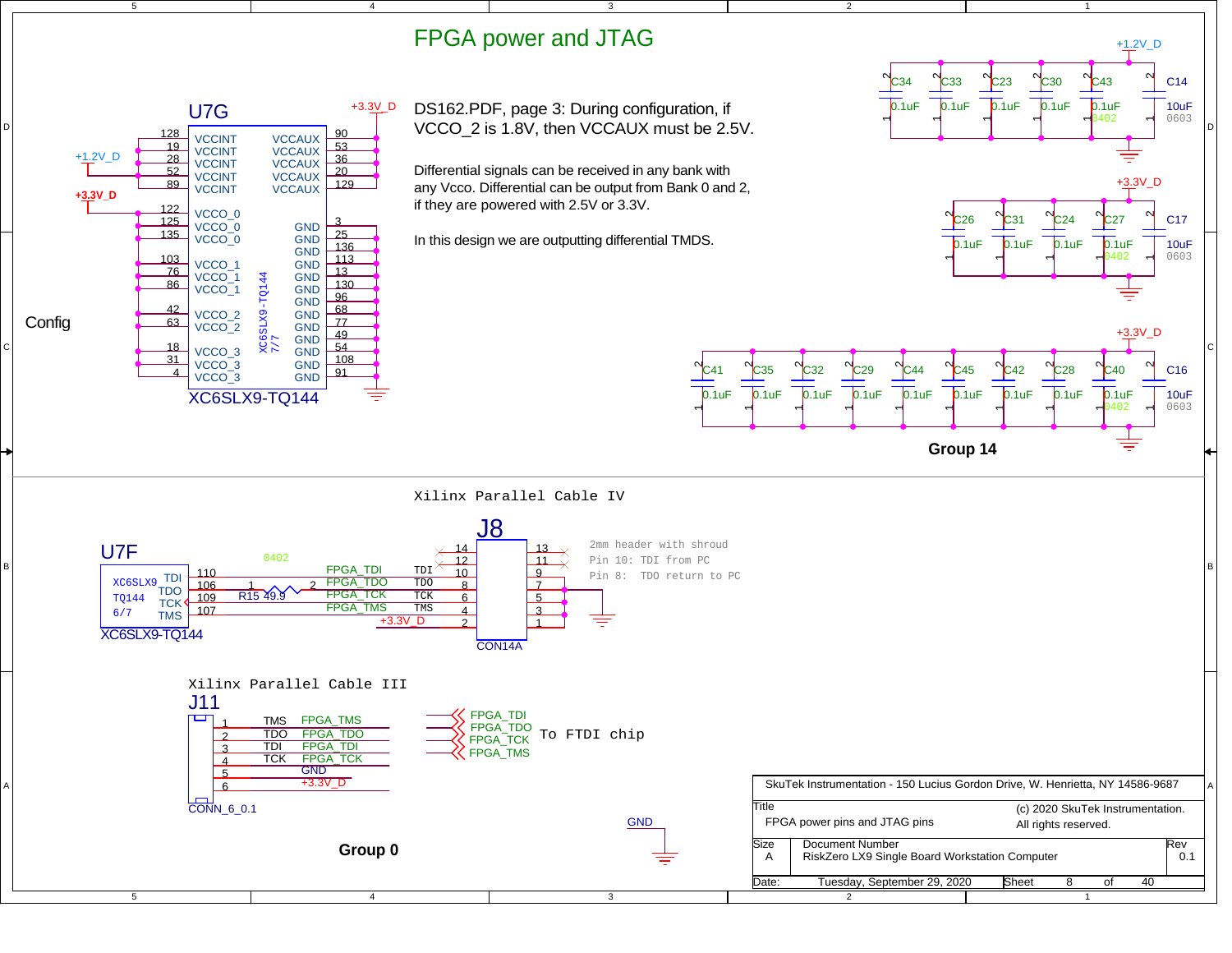# FPGA power and JTAG

DS162.PDF, page 3: During configuration, if VCCO_2 is 1.8V, then VCCAUX must be 2.5V.

Differential signals can be received in any bank with any Vcco. Differential can be output from Bank 0 and 2, if they are powered with 2.5V or 3.3V.

In this design we are outputting differential TMDS.

Config

U7G — XC6SLX9-TQ144 7/7

| Pin | Name | Name | Pin |
|---|---|---|---|
| 128 | VCCINT | VCCAUX | 90 |
| 19 | VCCINT | VCCAUX | 53 |
| 28 | VCCINT | VCCAUX | 36 |
| 52 | VCCINT | VCCAUX | 20 |
| 89 | VCCINT | VCCAUX | 129 |
| 122 | VCCO_0 | GND | 3 |
| 125 | VCCO_0 | GND | 25 |
| 135 | VCCO_0 | GND | 136 |
| 103 | VCCO_1 | GND | 113 |
| 76 | VCCO_1 | GND | 13 |
| 86 | VCCO_1 | GND | 130 |
| 42 | VCCO_2 | GND | 96 |
| 63 | VCCO_2 | GND | 68 |
| 18 | VCCO_3 | GND | 77 |
| 31 | VCCO_3 | GND | 49 |
| 4 | VCCO_3 | GND | 54 |
| | | GND | 108 |
| | | GND | 91 |

XC6SLX9-TQ144

+1.2V_D: C34, C33, C23, C30, C43 0.1uF (0402); C14 10uF 0603

+3.3V_D: C26, C31, C24, C27 0.1uF (0402); C17 10uF 0603

+3.3V_D: C41, C35, C32, C29, C44, C45, C42, C28, C40 0.1uF (0402); C16 10uF 0603

**Group 14**

Xilinx Parallel Cable IV

U7F — XC6SLX9 TQ144 6/7: TDI 110, TDO 106, TCK 109, TMS 107 (XC6SLX9-TQ144)

R15 49.9 (0402)

J8 (CON14A): TDI 10, TDO 8, TCK 6, TMS 4, +3.3V_D 2; pins 1, 3, 5, 7, 9 to GND; 11, 12, 13, 14 NC

2mm header with shroud
Pin 10: TDI from PC
Pin 8: TDO return to PC

Xilinx Parallel Cable III

J11 (CONN_6_0.1): 1 TMS FPGA_TMS; 2 TDO FPGA_TDO; 3 TDI FPGA_TDI; 4 TCK FPGA_TCK; 5 GND; 6 +3.3V_D

FPGA_TDI, FPGA_TDO, FPGA_TCK, FPGA_TMS — To FTDI chip

GND

**Group 0**

SkuTek Instrumentation - 150 Lucius Gordon Drive, W. Henrietta, NY 14586-9687

| Title | FPGA power pins and JTAG pins | (c) 2020 SkuTek Instrumentation. All rights reserved. |
|---|---|---|
| Size: A | Document Number: RiskZero LX9 Single Board Workstation Computer | Rev: 0.1 |
| Date: Tuesday, September 29, 2020 | Sheet 8 of 40 | |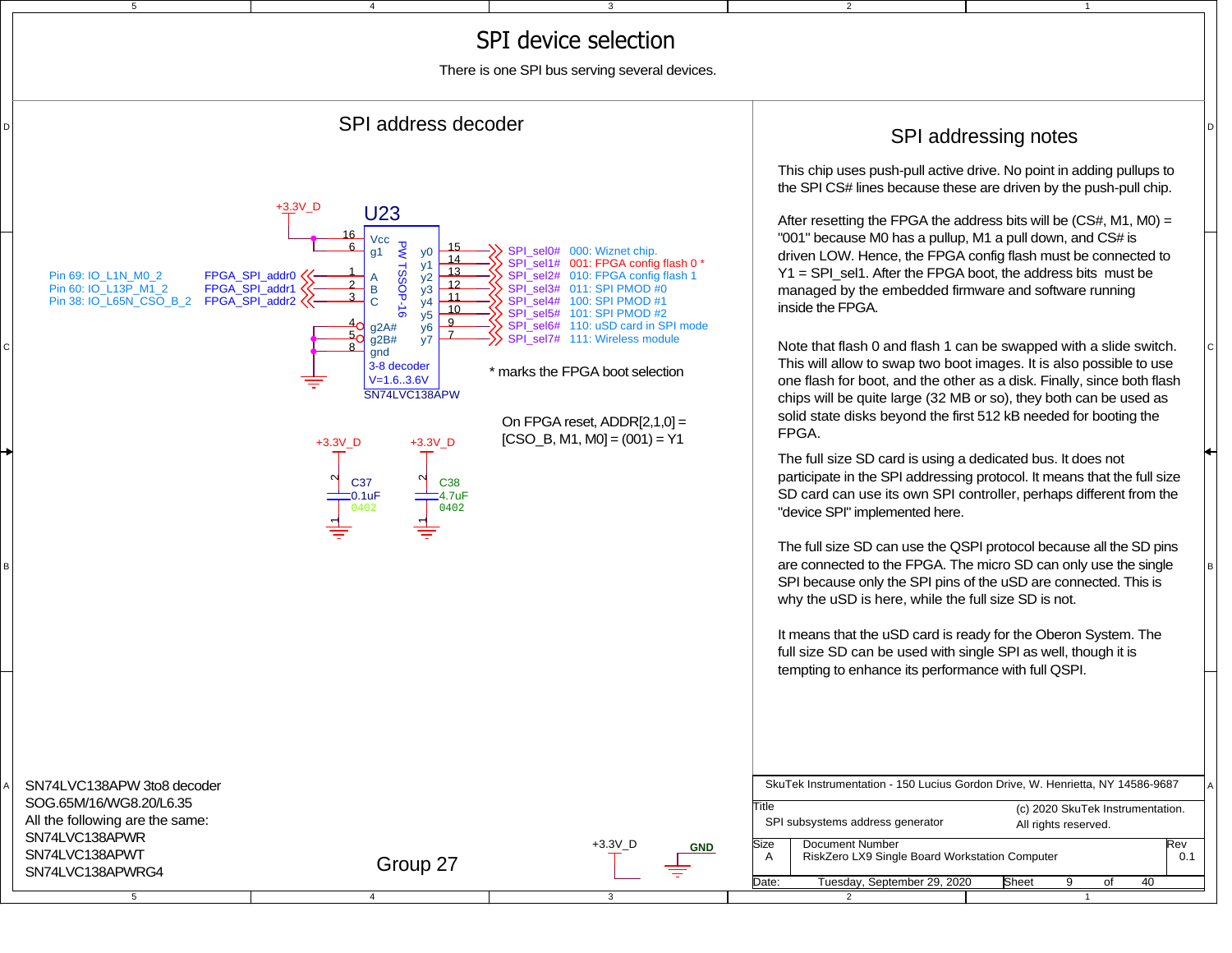# SPI device selection

There is one SPI bus serving several devices.

## SPI address decoder

U23

+3.3V_D

| Pin | FPGA signal | U23 pin | Input |
|---|---|---|---|
| Pin 69: IO_L1N_M0_2 | FPGA_SPI_addr0 | 1 | A |
| Pin 60: IO_L13P_M1_2 | FPGA_SPI_addr1 | 2 | B |
| Pin 38: IO_L65N_CSO_B_2 | FPGA_SPI_addr2 | 3 | C |

16 Vcc, 6 g1, 4 g2A#, 5 g2B#, 8 gnd

3-8 decoder
V=1.6..3.6V
PW TSSOP-16
SN74LVC138APW

| Output | Pin | Signal | Address / Device |
|---|---|---|---|
| y0 | 15 | SPI_sel0# | 000: Wiznet chip. |
| y1 | 14 | SPI_sel1# | 001: FPGA config flash 0 * |
| y2 | 13 | SPI_sel2# | 010: FPGA config flash 1 |
| y3 | 12 | SPI_sel3# | 011: SPI PMOD #0 |
| y4 | 11 | SPI_sel4# | 100: SPI PMOD #1 |
| y5 | 10 | SPI_sel5# | 101: SPI PMOD #2 |
| y6 | 9 | SPI_sel6# | 110: uSD card in SPI mode |
| y7 | 7 | SPI_sel7# | 111: Wireless module |

\* marks the FPGA boot selection

On FPGA reset, ADDR[2,1,0] = [CSO_B, M1, M0] = (001) = Y1

C37 0.1uF 0402 (+3.3V_D)
C38 4.7uF 0402 (+3.3V_D)

## SPI addressing notes

This chip uses push-pull active drive. No point in adding pullups to the SPI CS# lines because these are driven by the push-pull chip.

After resetting the FPGA the address bits will be (CS#, M1, M0) = "001" because M0 has a pullup, M1 a pull down, and CS# is driven LOW. Hence, the FPGA config flash must be connected to Y1 = SPI_sel1. After the FPGA boot, the address bits must be managed by the embedded firmware and software running inside the FPGA.

Note that flash 0 and flash 1 can be swapped with a slide switch. This will allow to swap two boot images. It is also possible to use one flash for boot, and the other as a disk. Finally, since both flash chips will be quite large (32 MB or so), they both can be used as solid state disks beyond the first 512 kB needed for booting the FPGA.

The full size SD card is using a dedicated bus. It does not participate in the SPI addressing protocol. It means that the full size SD card can use its own SPI controller, perhaps different from the "device SPI" implemented here.

The full size SD can use the QSPI protocol because all the SD pins are connected to the FPGA. The micro SD can only use the single SPI because only the SPI pins of the uSD are connected. This is why the uSD is here, while the full size SD is not.

It means that the uSD card is ready for the Oberon System. The full size SD can be used with single SPI as well, though it is tempting to enhance its performance with full QSPI.

SN74LVC138APW 3to8 decoder
SOG.65M/16/WG8.20/L6.35
All the following are the same:
SN74LVC138APWR
SN74LVC138APWT
SN74LVC138APWRG4

Group 27

+3.3V_D GND

SkuTek Instrumentation - 150 Lucius Gordon Drive, W. Henrietta, NY 14586-9687

Title: SPI subsystems address generator
(c) 2020 SkuTek Instrumentation. All rights reserved.

Size: A | Document Number: RiskZero LX9 Single Board Workstation Computer | Rev: 0.1

Date: Tuesday, September 29, 2020 | Sheet 9 of 40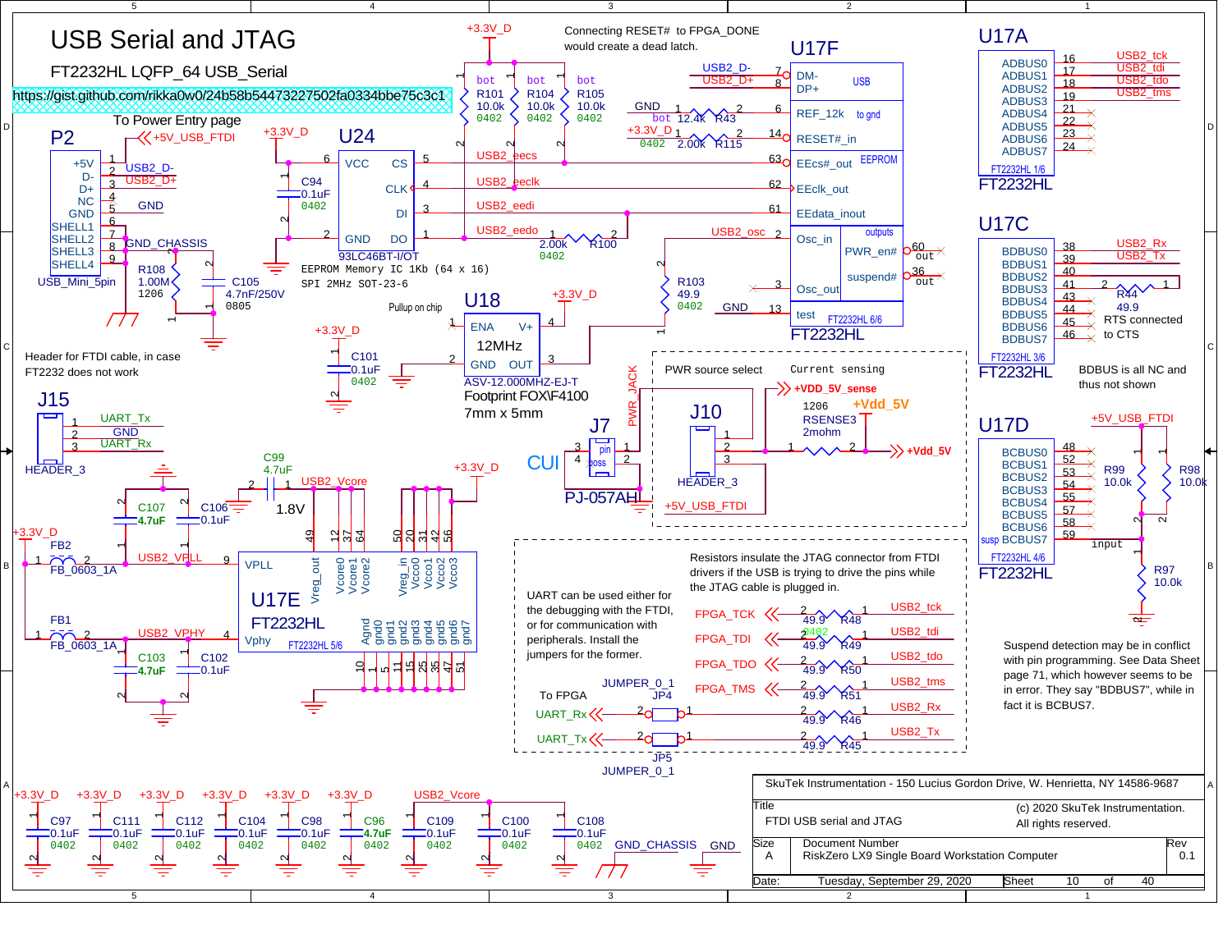# USB Serial and JTAG

FT2232HL LQFP_64 USB_Serial

https://gist.github.com/rikka0w0/24b58b54473227502fa0334bbe75c3c1

To Power Entry page

Connecting RESET# to FPGA_DONE would create a dead latch.

Header for FTDI cable, in case FT2232 does not work

93LC46BT-I/OT
EEPROM Memory IC 1Kb (64 x 16)
SPI 2MHz SOT-23-6

Pullup on chip

U18 12MHz
ASV-12.000MHZ-EJ-T
Footprint FOX\F4100
7mm x 5mm

CUI PJ-057AH

PWR source select

Current sensing

1206 RSENSE3 2mohm

RTS connected to CTS

BDBUS is all NC and thus not shown

Resistors insulate the JTAG connector from FTDI drivers if the USB is trying to drive the pins while the JTAG cable is plugged in.

UART can be used either for the debugging with the FTDI, or for communication with peripherals. Install the jumpers for the former.

Suspend detection may be in conflict with pin programming. See Data Sheet page 71, which however seems to be in error. They say "BDBUS7", while in fact it is BCBUS7.

| | |
|---|---|
| SkuTek Instrumentation - 150 Lucius Gordon Drive, W. Henrietta, NY 14586-9687 | |
| Title: FTDI USB serial and JTAG | (c) 2020 SkuTek Instrumentation. All rights reserved. |
| Size: A | Document Number: RiskZero LX9 Single Board Workstation Computer | Rev: 0.1 |
| Date: Tuesday, September 29, 2020 | Sheet 10 of 40 |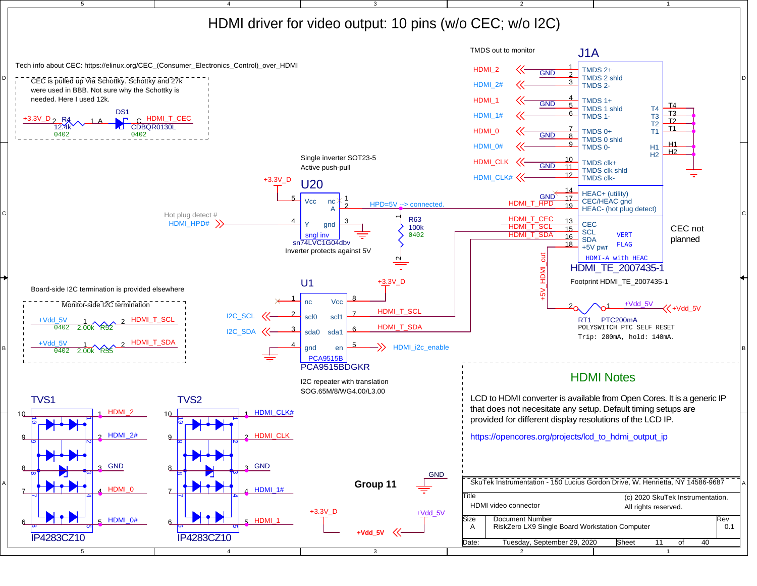# HDMI driver for video output: 10 pins (w/o CEC; w/o I2C)

Tech info about CEC: https://elinux.org/CEC_(Consumer_Electronics_Control)_over_HDMI

CEC is pulled up Via Schottky. Schottky and 27k were used in BBB. Not sure why the Schottky is needed. Here I used 12k.

+3.3V_D 2 R4 12.4k 0402 1 A DS1 C CDBQR0130L 0402 HDMI_T_CEC

TMDS out to monitor

## J1A

| Net | Pin | Function |
|---|---|---|
| HDMI_2 | 1 | TMDS 2+ |
| GND | 2 | TMDS 2 shld |
| HDMI_2# | 3 | TMDS 2- |
| HDMI_1 | 4 | TMDS 1+ |
| GND | 5 | TMDS 1 shld |
| HDMI_1# | 6 | TMDS 1- |
| HDMI_0 | 7 | TMDS 0+ |
| GND | 8 | TMDS 0 shld |
| HDMI_0# | 9 | TMDS 0- |
| HDMI_CLK | 10 | TMDS clk+ |
| GND | 11 | TMDS clk shld |
| HDMI_CLK# | 12 | TMDS clk- |
|  | 14 | HEAC+ (utility) |
| GND | 17 | CEC/HEAC gnd |
| HDMI_T_HPD | 19 | HEAC- (hot plug detect) |
| HDMI_T_CEC | 13 | CEC |
| HDMI_T_SCL | 15 | SCL |
| HDMI_T_SDA | 16 | SDA |
| +5V_HDMI_out | 18 | +5V pwr |

T4, T3, T2, T1, H1, H2 — GND

VERT FLAG

HDMI-A with HEAC

HDMI_TE_2007435-1

Footprint HDMI_TE_2007435-1

CEC not planned

Single inverter SOT23-5
Active push-pull

## U20

+3.3V_D — 5 Vcc; nc 1; A 2 — HPD=5V --> connected.

Hot plug detect # HDMI_HPD# — 4 Y; gnd 3

sngl inv
sn74LVC1G04dbv
Inverter protects against 5V

R63 100k 0402

Board-side I2C termination is provided elsewhere

Monitor-side I2C termination

+Vdd_5V 1 2.00k R52 2 HDMI_T_SCL (0402)

+Vdd_5V 1 2.00k R55 2 HDMI_T_SDA (0402)

## U1

| Pin | Name | Name | Pin | Net |
|---|---|---|---|---|
| 1 | nc | Vcc | 8 | +3.3V_D |
| 2 (I2C_SCL) | scl0 | scl1 | 7 | HDMI_T_SCL |
| 3 (I2C_SDA) | sda0 | sda1 | 6 | HDMI_T_SDA |
| 4 | gnd | en | 5 | HDMI_i2c_enable |

PCA9515B
PCA9515BDGKR

I2C repeater with translation
SOG.65M/8/WG4.00/L3.00

+5V_HDMI_out — 2 RT1 1 — +Vdd_5V

RT1 PTC200mA
POLYSWITCH PTC SELF RESET
Trip: 280mA, hold: 140mA.

TVS1 (IP4283CZ10): 1 HDMI_2, 2 HDMI_2#, 3 GND, 4 HDMI_0, 5 HDMI_0#

TVS2 (IP4283CZ10): 1 HDMI_CLK#, 2 HDMI_CLK, 3 GND, 4 HDMI_1#, 5 HDMI_1

**Group 11**

+3.3V_D

+Vdd_5V — +Vdd_5V

## HDMI Notes

LCD to HDMI converter is available from Open Cores. It is a generic IP that does not necesitate any setup. Default timing setups are provided for different display resolutions of the LCD IP.

https://opencores.org/projects/lcd_to_hdmi_output_ip

SkuTek Instrumentation - 150 Lucius Gordon Drive, W. Henrietta, NY 14586-9687

Title: HDMI video connector

(c) 2020 SkuTek Instrumentation. All rights reserved.

| Size | Document Number | Rev |
|---|---|---|
| A | RiskZero LX9 Single Board Workstation Computer | 0.1 |

Date: Tuesday, September 29, 2020 — Sheet 11 of 40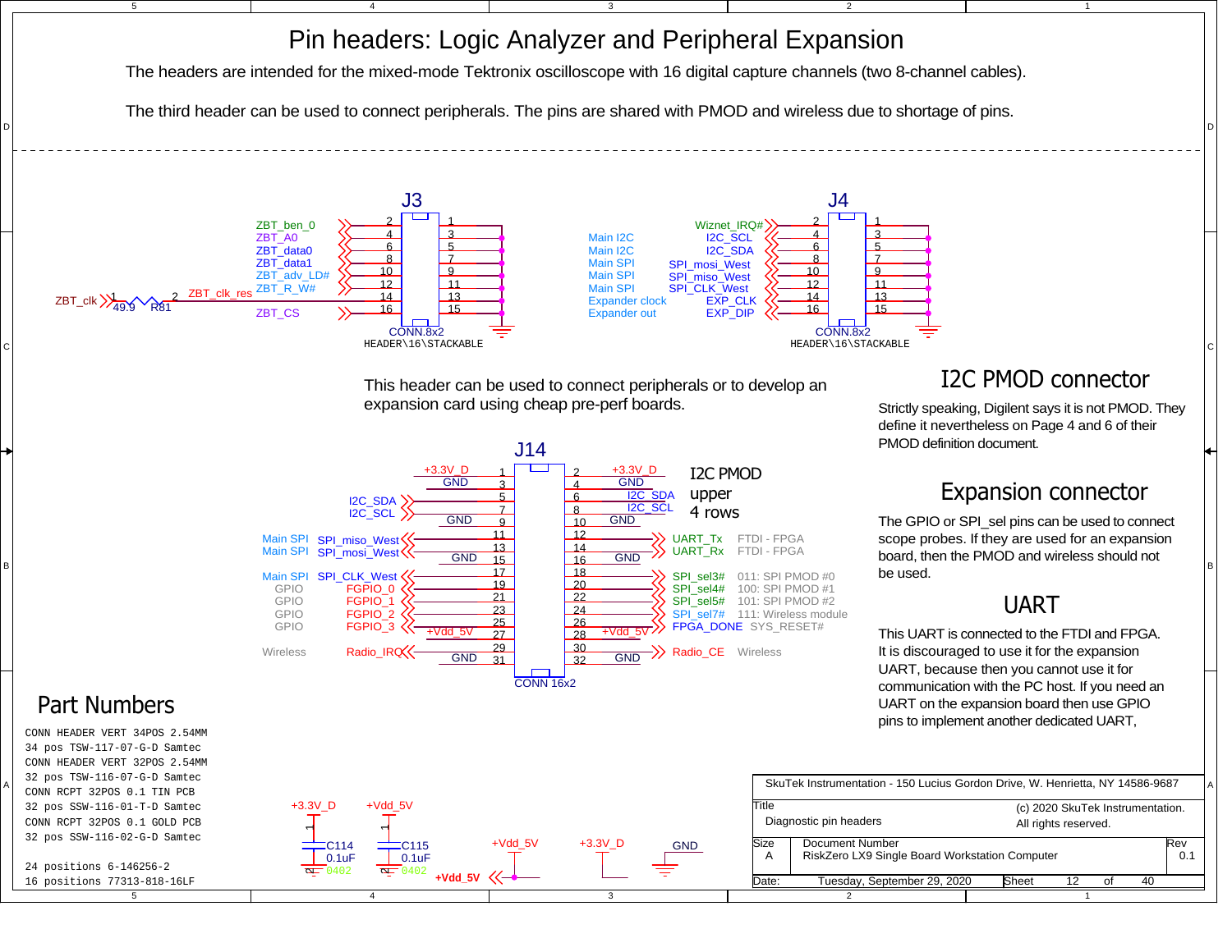# Pin headers: Logic Analyzer and Peripheral Expansion

The headers are intended for the mixed-mode Tektronix oscilloscope with 16 digital capture channels (two 8-channel cables).

The third header can be used to connect peripherals. The pins are shared with PMOD and wireless due to shortage of pins.

## J3

| Signal | Pin | Pin | Signal |
|---|---|---|---|
| ZBT_ben_0 | 2 | 1 | GND |
| ZBT_A0 | 4 | 3 | GND |
| ZBT_data0 | 6 | 5 | GND |
| ZBT_data1 | 8 | 7 | GND |
| ZBT_adv_LD# | 10 | 9 | GND |
| ZBT_R_W# | 12 | 11 | GND |
| ZBT_clk_res | 14 | 13 | GND |
| ZBT_CS | 16 | 15 | GND |

ZBT_clk — R81 49.9 — ZBT_clk_res

CONN.8x2
HEADER\16\STACKABLE

## J4

| Function | Signal | Pin | Pin | Signal |
|---|---|---|---|---|
| | Wiznet_IRQ# | 2 | 1 | GND |
| Main I2C | I2C_SCL | 4 | 3 | GND |
| Main I2C | I2C_SDA | 6 | 5 | GND |
| Main SPI | SPI_mosi_West | 8 | 7 | GND |
| Main SPI | SPI_miso_West | 10 | 9 | GND |
| Main SPI | SPI_CLK_West | 12 | 11 | GND |
| Expander clock | EXP_CLK | 14 | 13 | GND |
| Expander out | EXP_DIP | 16 | 15 | GND |

CONN.8x2
HEADER\16\STACKABLE

This header can be used to connect peripherals or to develop an expansion card using cheap pre-perf boards.

## J14

I2C PMOD upper 4 rows

| Function | Signal | Pin | Pin | Signal | Function |
|---|---|---|---|---|---|
| | +3.3V_D | 1 | 2 | +3.3V_D | |
| | GND | 3 | 4 | GND | |
| | I2C_SDA | 5 | 6 | I2C_SDA | |
| | I2C_SCL | 7 | 8 | I2C_SCL | |
| | GND | 9 | 10 | GND | |
| Main SPI | SPI_miso_West | 11 | 12 | UART_Tx | FTDI - FPGA |
| Main SPI | SPI_mosi_West | 13 | 14 | UART_Rx | FTDI - FPGA |
| | GND | 15 | 16 | GND | |
| Main SPI | SPI_CLK_West | 17 | 18 | | |
| GPIO | FGPIO_0 | 19 | 20 | SPI_sel3# | 011: SPI PMOD #0 |
| GPIO | FGPIO_1 | 21 | 22 | SPI_sel4# | 100: SPI PMOD #1 |
| GPIO | FGPIO_2 | 23 | 24 | SPI_sel5# | 101: SPI PMOD #2 |
| GPIO | FGPIO_3 | 25 | 26 | SPI_sel7# | 111: Wireless module |
| | +Vdd_5V | 27 | 28 | +Vdd_5V | |
| | | | | FPGA_DONE | SYS_RESET# |
| Wireless | Radio_IRQ | 29 | 30 | Radio_CE | Wireless |
| | GND | 31 | 32 | GND | |

CONN 16x2

## I2C PMOD connector

Strictly speaking, Digilent says it is not PMOD. They define it nevertheless on Page 4 and 6 of their PMOD definition document.

## Expansion connector

The GPIO or SPI_sel pins can be used to connect scope probes. If they are used for an expansion board, then the PMOD and wireless should not be used.

## UART

This UART is connected to the FTDI and FPGA. It is discouraged to use it for the expansion UART, because then you cannot use it for communication with the PC host. If you need an UART on the expansion board then use GPIO pins to implement another dedicated UART,

## Part Numbers

CONN HEADER VERT 34POS 2.54MM
34 pos TSW-117-07-G-D Samtec
CONN HEADER VERT 32POS 2.54MM
32 pos TSW-116-07-G-D Samtec
CONN RCPT 32POS 0.1 TIN PCB
32 pos SSW-116-01-T-D Samtec
CONN RCPT 32POS 0.1 GOLD PCB
32 pos SSW-116-02-G-D Samtec

24 positions 6-146256-2
16 positions 77313-818-16LF

C114 0.1uF 0402 (+3.3V_D)
C115 0.1uF 0402 (+Vdd_5V)

+Vdd_5V, +3.3V_D, GND

SkuTek Instrumentation - 150 Lucius Gordon Drive, W. Henrietta, NY 14586-9687

| Title | Diagnostic pin headers | (c) 2020 SkuTek Instrumentation. All rights reserved. |
|---|---|---|
| Size: A | Document Number: RiskZero LX9 Single Board Workstation Computer | Rev: 0.1 |
| Date: Tuesday, September 29, 2020 | Sheet 12 of 40 | |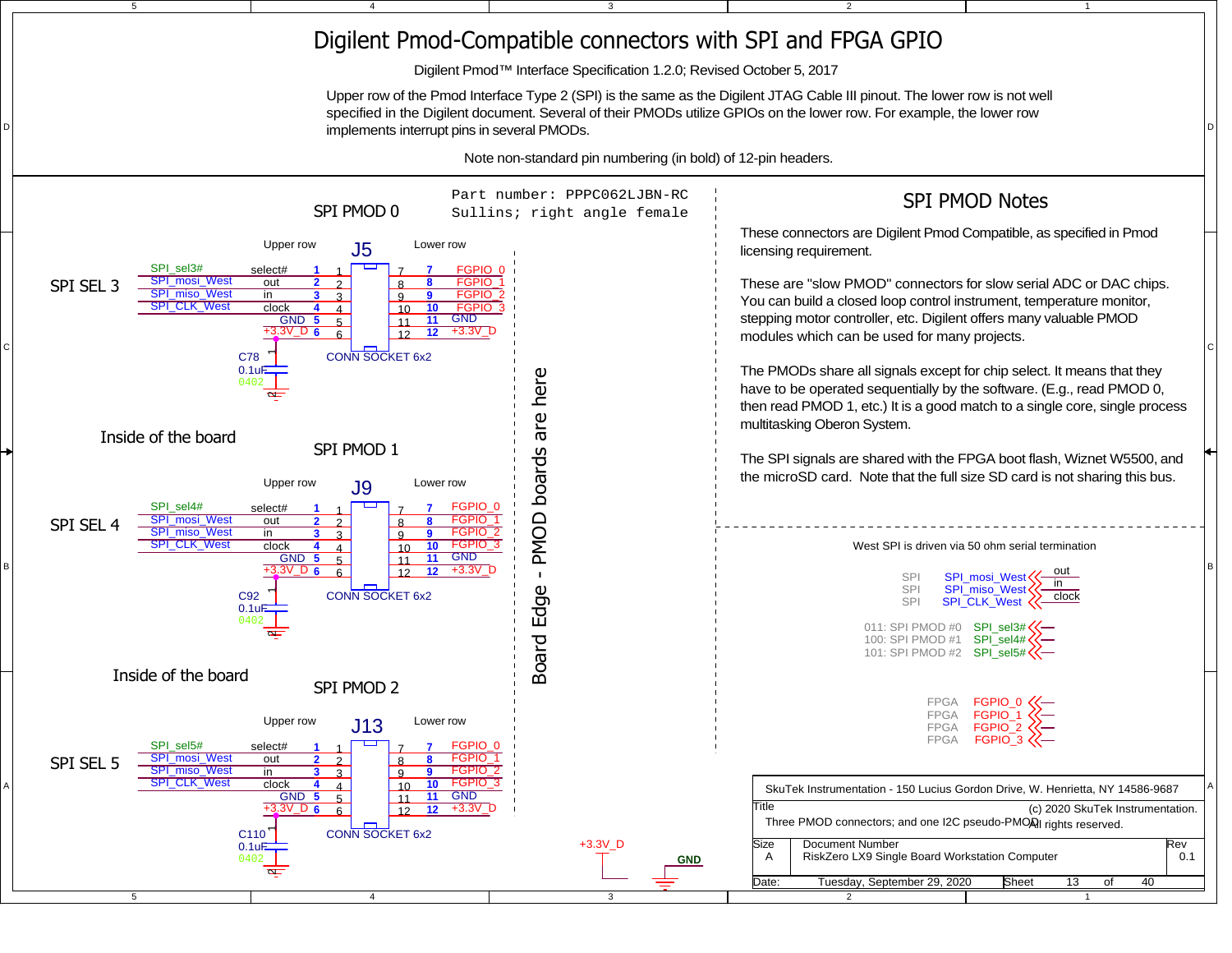# Digilent Pmod-Compatible connectors with SPI and FPGA GPIO

Digilent Pmod™ Interface Specification 1.2.0; Revised October 5, 2017

Upper row of the Pmod Interface Type 2 (SPI) is the same as the Digilent JTAG Cable III pinout. The lower row is not well specified in the Digilent document. Several of their PMODs utilize GPIOs on the lower row. For example, the lower row implements interrupt pins in several PMODs.

Note non-standard pin numbering (in bold) of 12-pin headers.

Part number: PPPC062LJBN-RC
Sullins; right angle female

## SPI PMOD 0

SPI SEL 3 — J5 — CONN SOCKET 6x2

| Upper row signal | Function | Pin | | Pin | Lower row signal |
|---|---|---|---|---|---|
| SPI_sel3# | select# | **1** | 1 / 7 | **7** | FGPIO_0 |
| SPI_mosi_West | out | **2** | 2 / 8 | **8** | FGPIO_1 |
| SPI_miso_West | in | **3** | 3 / 9 | **9** | FGPIO_2 |
| SPI_CLK_West | clock | **4** | 4 / 10 | **10** | FGPIO_3 |
| GND | | **5** | 5 / 11 | **11** | GND |
| +3.3V_D | | **6** | 6 / 12 | **12** | +3.3V_D |

C78 0.1uF 0402

Inside of the board

## SPI PMOD 1

SPI SEL 4 — J9 — CONN SOCKET 6x2

| Upper row signal | Function | Pin | | Pin | Lower row signal |
|---|---|---|---|---|---|
| SPI_sel4# | select# | **1** | 1 / 7 | **7** | FGPIO_0 |
| SPI_mosi_West | out | **2** | 2 / 8 | **8** | FGPIO_1 |
| SPI_miso_West | in | **3** | 3 / 9 | **9** | FGPIO_2 |
| SPI_CLK_West | clock | **4** | 4 / 10 | **10** | FGPIO_3 |
| GND | | **5** | 5 / 11 | **11** | GND |
| +3.3V_D | | **6** | 6 / 12 | **12** | +3.3V_D |

C92 0.1uF 0402

Inside of the board

## SPI PMOD 2

SPI SEL 5 — J13 — CONN SOCKET 6x2

| Upper row signal | Function | Pin | | Pin | Lower row signal |
|---|---|---|---|---|---|
| SPI_sel5# | select# | **1** | 1 / 7 | **7** | FGPIO_0 |
| SPI_mosi_West | out | **2** | 2 / 8 | **8** | FGPIO_1 |
| SPI_miso_West | in | **3** | 3 / 9 | **9** | FGPIO_2 |
| SPI_CLK_West | clock | **4** | 4 / 10 | **10** | FGPIO_3 |
| GND | | **5** | 5 / 11 | **11** | GND |
| +3.3V_D | | **6** | 6 / 12 | **12** | +3.3V_D |

C110 0.1uF 0402

Board Edge - PMOD boards are here

+3.3V_D  GND

## SPI PMOD Notes

These connectors are Digilent Pmod Compatible, as specified in Pmod licensing requirement.

These are "slow PMOD" connectors for slow serial ADC or DAC chips. You can build a closed loop control instrument, temperature monitor, stepping motor controller, etc. Digilent offers many valuable PMOD modules which can be used for many projects.

The PMODs share all signals except for chip select. It means that they have to be operated sequentially by the software. (E.g., read PMOD 0, then read PMOD 1, etc.) It is a good match to a single core, single process multitasking Oberon System.

The SPI signals are shared with the FPGA boot flash, Wiznet W5500, and the microSD card. Note that the full size SD card is not sharing this bus.

West SPI is driven via 50 ohm serial termination

- SPI — SPI_mosi_West — out
- SPI — SPI_miso_West — in
- SPI — SPI_CLK_West — clock

- 011: SPI PMOD #0 — SPI_sel3#
- 100: SPI PMOD #1 — SPI_sel4#
- 101: SPI PMOD #2 — SPI_sel5#

- FPGA — FGPIO_0
- FPGA — FGPIO_1
- FPGA — FGPIO_2
- FPGA — FGPIO_3

SkuTek Instrumentation - 150 Lucius Gordon Drive, W. Henrietta, NY 14586-9687

Title: Three PMOD connectors; and one I2C pseudo-PMOD

(c) 2020 SkuTek Instrumentation. All rights reserved.

| Size | Document Number | Rev |
|---|---|---|
| A | RiskZero LX9 Single Board Workstation Computer | 0.1 |

Date: Tuesday, September 29, 2020 — Sheet 13 of 40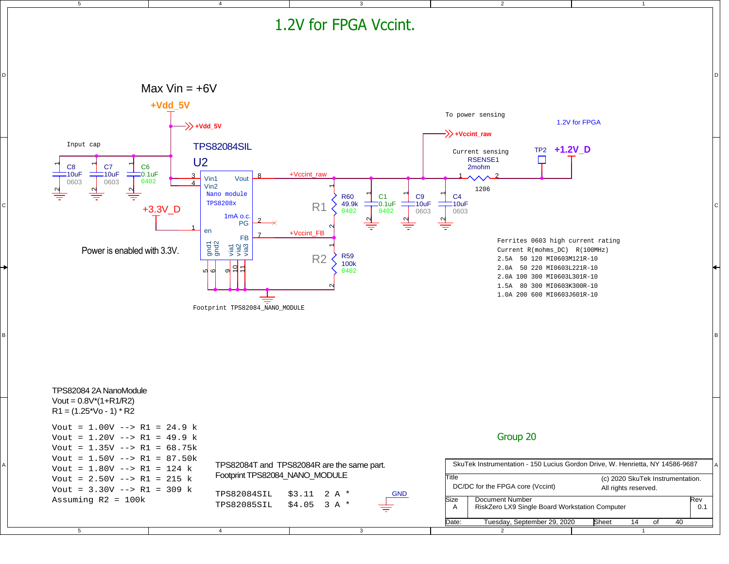# 1.2V for FPGA Vccint.

Max Vin = +6V

+Vdd_5V

+Vdd_5V

Input cap

C8 10uF 0603

C7 10uF 0603

C6 0.1uF 0402

TPS82084SIL

U2

Vin1 Vin2 Vout

Nano module

TPS8208x

1mA o.c. PG

en

FB

gnd1 gnd2 via1 via2 via3

+3.3V_D

Power is enabled with 3.3V.

+Vccint_raw

+Vccint_FB

R1

R60 49.9k 0402

R2

R59 100k 0402

C1 0.1uF 0402

C9 10uF 0603

C4 10uF 0603

To power sensing

+Vccint_raw

Current sensing

RSENSE1 2mohm 1206

TP2

1.2V for FPGA

+1.2V_D

Footprint TPS82084_NANO_MODULE

| Ferrites 0603 high current rating | | | |
|---|---|---|---|
| Current | R(mohms_DC) | R(100MHz) | |
| 2.5A | 50 | 120 | MI0603M121R-10 |
| 2.0A | 50 | 220 | MI0603L221R-10 |
| 2.0A | 100 | 300 | MI0603L301R-10 |
| 1.5A | 80 | 300 | MI0603K300R-10 |
| 1.0A | 200 | 600 | MI0603J601R-10 |

TPS82084 2A NanoModule

Vout = 0.8V*(1+R1/R2)

R1 = (1.25*Vo - 1) * R2

```
Vout = 1.00V --> R1 = 24.9 k
Vout = 1.20V --> R1 = 49.9 k
Vout = 1.35V --> R1 = 68.75k
Vout = 1.50V --> R1 = 87.50k
Vout = 1.80V --> R1 = 124 k
Vout = 2.50V --> R1 = 215 k
Vout = 3.30V --> R1 = 309 k
Assuming R2 = 100k
```

TPS82084T and TPS82084R are the same part.

Footprint TPS82084_NANO_MODULE

| | | |
|---|---|---|
| TPS82084SIL | $3.11 | 2 A * |
| TPS82085SIL | $4.05 | 3 A * |

GND

Group 20

SkuTek Instrumentation - 150 Lucius Gordon Drive, W. Henrietta, NY 14586-9687

Title: DC/DC for the FPGA core (Vccint)

(c) 2020 SkuTek Instrumentation. All rights reserved.

Size: A

Document Number: RiskZero LX9 Single Board Workstation Computer

Rev: 0.1

Date: Tuesday, September 29, 2020

Sheet 14 of 40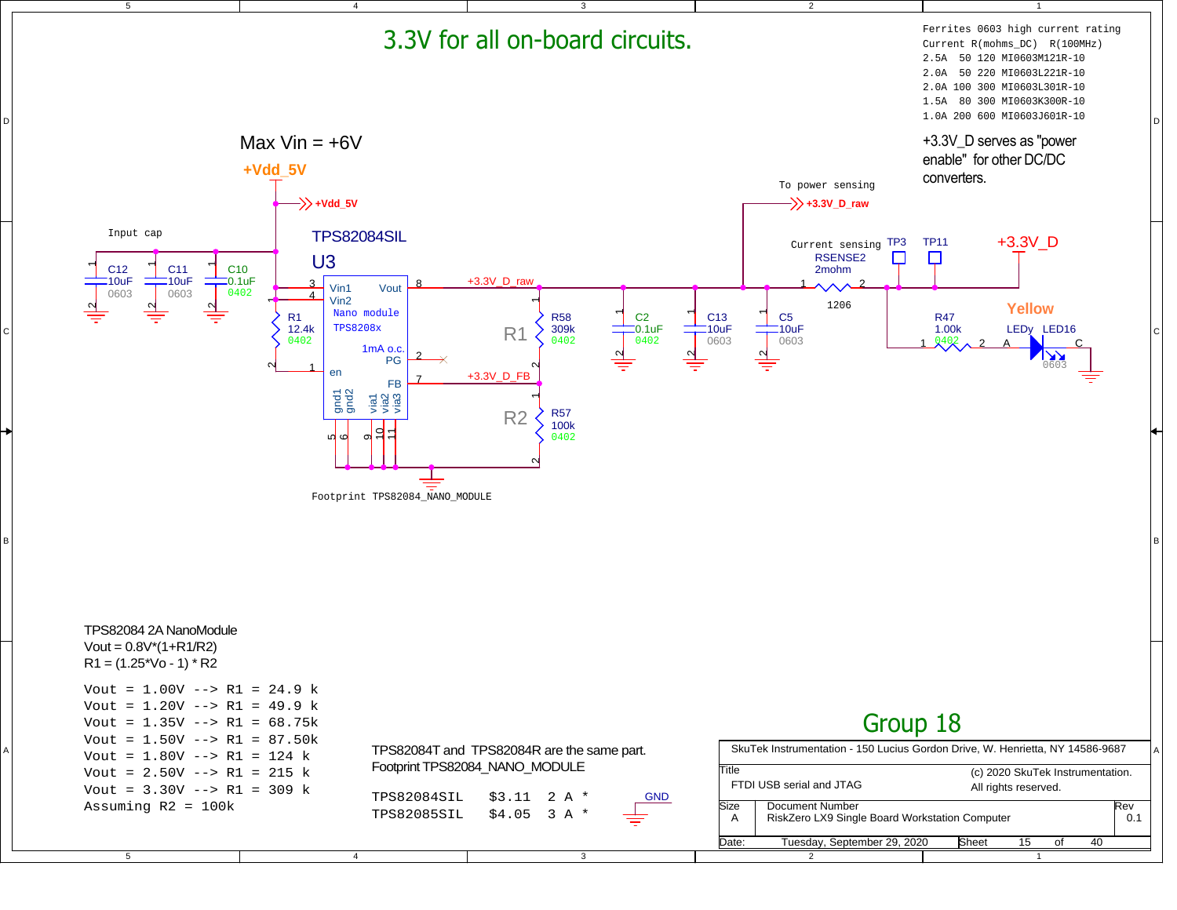# 3.3V for all on-board circuits.

Ferrites 0603 high current rating

| Current | R(mohms_DC) | R(100MHz) | |
|---|---|---|---|
| 2.5A | 50 | 120 | MI0603M121R-10 |
| 2.0A | 50 | 220 | MI0603L221R-10 |
| 2.0A | 100 | 300 | MI0603L301R-10 |
| 1.5A | 80 | 300 | MI0603K300R-10 |
| 1.0A | 200 | 600 | MI0603J601R-10 |

+3.3V_D serves as "power enable" for other DC/DC converters.

Max Vin = +6V

+Vdd_5V

Input cap

C12 10uF 0603, C11 10uF 0603, C10 0.1uF 0402

TPS82084SIL
U3
Vin1, Vin2, Vout, Nano module TPS8208x, 1mA o.c. PG, en, FB, gnd1, gnd2, via1, via2, via3

R1 12.4k 0402

+3.3V_D_raw

+3.3V_D_FB

R58 309k 0402 (R1)

R57 100k 0402 (R2)

C2 0.1uF 0402, C13 10uF 0603, C5 10uF 0603

To power sensing

+3.3V_D_raw

Current sensing RSENSE2 2mohm 1206

TP3, TP11

+3.3V_D

R47 1.00k 0402

Yellow LEDy LED16 0603

Footprint TPS82084_NANO_MODULE

TPS82084 2A NanoModule
Vout = 0.8V*(1+R1/R2)
R1 = (1.25*Vo - 1) * R2

```
Vout = 1.00V --> R1 = 24.9 k
Vout = 1.20V --> R1 = 49.9 k
Vout = 1.35V --> R1 = 68.75k
Vout = 1.50V --> R1 = 87.50k
Vout = 1.80V --> R1 = 124 k
Vout = 2.50V --> R1 = 215 k
Vout = 3.30V --> R1 = 309 k
Assuming R2 = 100k
```

TPS82084T and TPS82084R are the same part.
Footprint TPS82084_NANO_MODULE

| | | |
|---|---|---|
| TPS82084SIL | $3.11 | 2 A * |
| TPS82085SIL | $4.05 | 3 A * |

GND

## Group 18

SkuTek Instrumentation - 150 Lucius Gordon Drive, W. Henrietta, NY 14586-9687

Title: FTDI USB serial and JTAG

(c) 2020 SkuTek Instrumentation. All rights reserved.

Size: A | Document Number: RiskZero LX9 Single Board Workstation Computer | Rev: 0.1

Date: Tuesday, September 29, 2020 | Sheet 15 of 40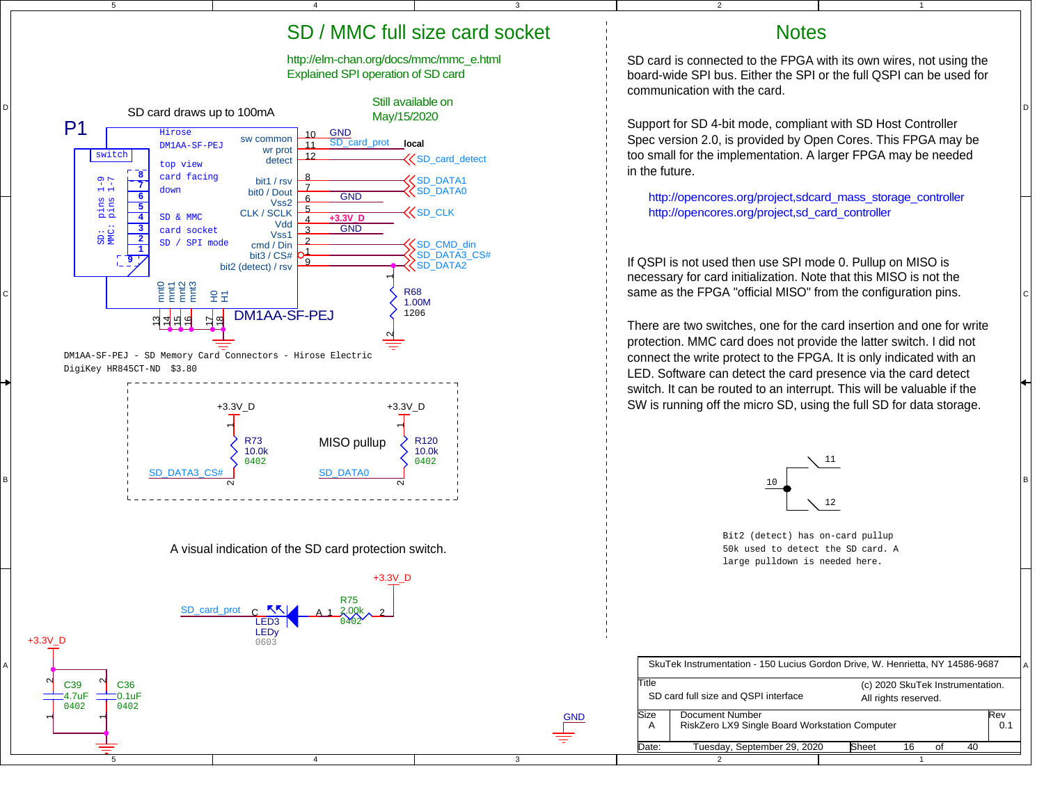# SD / MMC full size card socket

http://elm-chan.org/docs/mmc/mmc_e.html
Explained SPI operation of SD card

Still available on May/15/2020

SD card draws up to 100mA

P1

Hirose DM1AA-SF-PEJ

top view card facing down

SD & MMC card socket SD / SPI mode

switch

SD: pins 1-9
MMC: pins 1-7

| Pin | Function | Net |
|---|---|---|
| 10 | sw common | GND |
| 11 | wr prot | SD_card_prot (local) |
| 12 | detect | SD_card_detect |
| 8 | bit1 / rsv | SD_DATA1 |
| 7 | bit0 / Dout | SD_DATA0 |
| 6 | Vss2 | GND |
| 5 | CLK / SCLK | SD_CLK |
| 4 | Vdd | +3.3V_D |
| 3 | Vss1 | GND |
| 2 | cmd / Din | SD_CMD_din |
| 1 | bit3 / CS# | SD_DATA3_CS# |
| 9 | bit2 (detect) / rsv | SD_DATA2 |
| 13–16 | mnt0–mnt3 | |
| 17–18 | H0, H1 | |

DM1AA-SF-PEJ

R68 1.00M 1206

DM1AA-SF-PEJ - SD Memory Card Connectors - Hirose Electric
DigiKey HR845CT-ND $3.80

MISO pullup

+3.3V_D — R73 10.0k 0402 — SD_DATA3_CS#

+3.3V_D — R120 10.0k 0402 — SD_DATA0

A visual indication of the SD card protection switch.

SD_card_prot — LED3 LEDy 0603 — R75 2.00k 0402 — +3.3V_D

+3.3V_D — C39 4.7uF 0402, C36 0.1uF 0402 — GND

GND

# Notes

SD card is connected to the FPGA with its own wires, not using the board-wide SPI bus. Either the SPI or the full QSPI can be used for communication with the card.

Support for SD 4-bit mode, compliant with SD Host Controller Spec version 2.0, is provided by Open Cores. This FPGA may be too small for the implementation. A larger FPGA may be needed in the future.

http://opencores.org/project,sdcard_mass_storage_controller
http://opencores.org/project,sd_card_controller

If QSPI is not used then use SPI mode 0. Pullup on MISO is necessary for card initialization. Note that this MISO is not the same as the FPGA "official MISO" from the configuration pins.

There are two switches, one for the card insertion and one for write protection. MMC card does not provide the latter switch. I did not connect the write protect to the FPGA. It is only indicated with an LED. Software can detect the card presence via the card detect switch. It can be routed to an interrupt. This will be valuable if the SW is running off the micro SD, using the full SD for data storage.

10, 11, 12

Bit2 (detect) has on-card pullup 50k used to detect the SD card. A large pulldown is needed here.

SkuTek Instrumentation - 150 Lucius Gordon Drive, W. Henrietta, NY 14586-9687

| Title | SD card full size and QSPI interface | (c) 2020 SkuTek Instrumentation. All rights reserved. |
|---|---|---|
| Size: A | Document Number: RiskZero LX9 Single Board Workstation Computer | Rev: 0.1 |
| Date: Tuesday, September 29, 2020 | Sheet 16 of 40 | |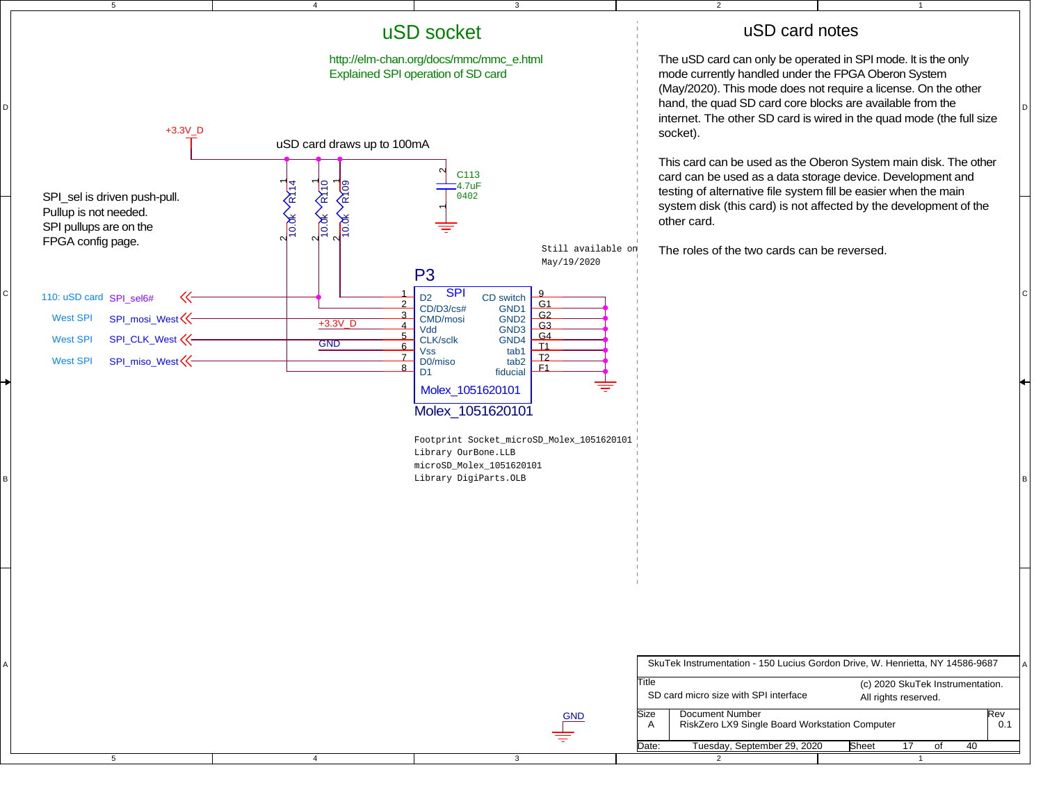# uSD socket

http://elm-chan.org/docs/mmc/mmc_e.html
Explained SPI operation of SD card

+3.3V_D

uSD card draws up to 100mA

SPI_sel is driven push-pull.
Pullup is not needed.
SPI pullups are on the
FPGA config page.

R114 10.0k, R110 10.0k, R109 10.0k

C113 4.7uF 0402

Still available on
May/19/2020

P3

| Pin | Name | Net |
|---|---|---|
| 1 | D2 | 110: uSD card SPI_sel6# |
| 2 | CD/D3/cs# | |
| 3 | CMD/mosi | West SPI SPI_mosi_West |
| 4 | Vdd | +3.3V_D |
| 5 | CLK/sclk | West SPI SPI_CLK_West |
| 6 | Vss | GND |
| 7 | D0/miso | West SPI SPI_miso_West |
| 8 | D1 | |
| 9 | CD switch | |
| G1 | GND1 | |
| G2 | GND2 | |
| G3 | GND3 | |
| G4 | GND4 | |
| T1 | tab1 | |
| T2 | tab2 | |
| F1 | fiducial | |

SPI

Molex_1051620101

Molex_1051620101

```
Footprint Socket_microSD_Molex_1051620101
Library OurBone.LLB
microSD_Molex_1051620101
Library DigiParts.OLB
```

GND

# uSD card notes

The uSD card can only be operated in SPI mode. It is the only mode currently handled under the FPGA Oberon System (May/2020). This mode does not require a license. On the other hand, the quad SD card core blocks are available from the internet. The other SD card is wired in the quad mode (the full size socket).

This card can be used as the Oberon System main disk. The other card can be used as a data storage device. Development and testing of alternative file system fill be easier when the main system disk (this card) is not affected by the development of the other card.

The roles of the two cards can be reversed.

SkuTek Instrumentation - 150 Lucius Gordon Drive, W. Henrietta, NY 14586-9687

Title: SD card micro size with SPI interface

(c) 2020 SkuTek Instrumentation. All rights reserved.

Size: A | Document Number: RiskZero LX9 Single Board Workstation Computer | Rev: 0.1

Date: Tuesday, September 29, 2020 | Sheet 17 of 40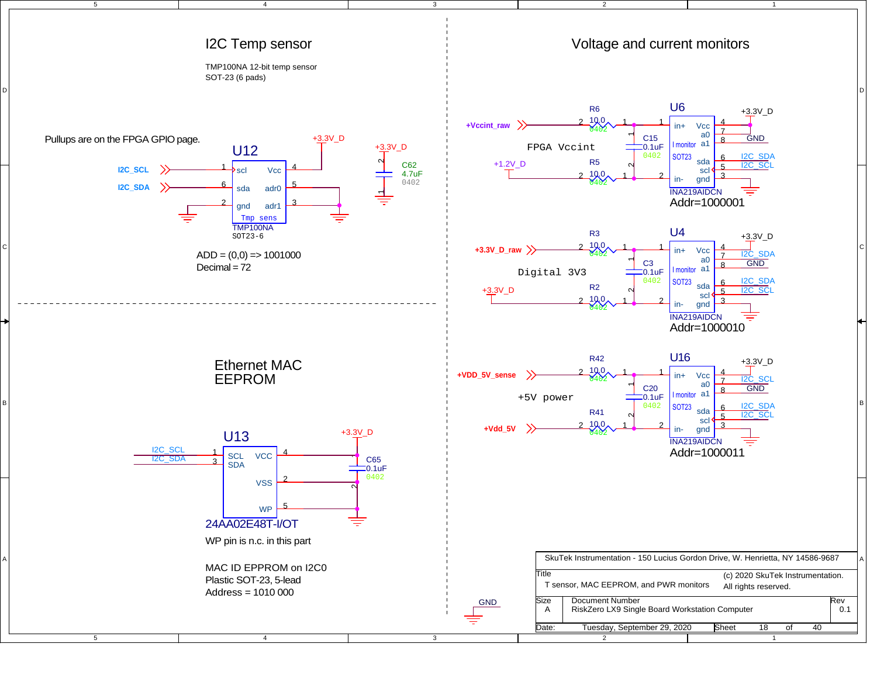# I2C Temp sensor

TMP100NA 12-bit temp sensor
SOT-23 (6 pads)

Pullups are on the FPGA GPIO page.

U12

- I2C_SCL — 1 — scl
- I2C_SDA — 6 — sda
- 2 — gnd
- Vcc — 4 — +3.3V_D
- adr0 — 5
- adr1 — 3

Tmp sens
TMP100NA
SOT23-6

+3.3V_D
C62
4.7uF
0402

ADD = (0,0) => 1001000
Decimal = 72

# Ethernet MAC EEPROM

U13

- I2C_SCL — 1 — SCL
- I2C_SDA — 3 — SDA
- VCC — 4 — +3.3V_D
- VSS — 2
- WP — 5

C65
0.1uF
0402

24AA02E48T-I/OT

WP pin is n.c. in this part

MAC ID EPPROM on I2C0
Plastic SOT-23, 5-lead
Address = 1010 000

# Voltage and current monitors

## FPGA Vccint

+Vccint_raw — R6 10.0 0402 — in+
+1.2V_D — R5 10.0 0402 — in-
C15 0.1uF 0402

U6 — I monitor SOT23 — INA219AIDCN
- Vcc — 4 — +3.3V_D
- a0 — 7
- a1 — 8 — GND
- sda — 6 — I2C_SDA
- scl — 5 — I2C_SCL
- gnd — 3

Addr=1000001

## Digital 3V3

+3.3V_D_raw — R3 10.0 0402 — in+
+3.3V_D — R2 10.0 0402 — in-
C3 0.1uF 0402

U4 — I monitor SOT23 — INA219AIDCN
- Vcc — 4 — +3.3V_D
- a0 — 7 — I2C_SDA
- a1 — 8 — GND
- sda — 6 — I2C_SDA
- scl — 5 — I2C_SCL
- gnd — 3

Addr=1000010

## +5V power

+VDD_5V_sense — R42 10.0 0402 — in+
+Vdd_5V — R41 10.0 0402 — in-
C20 0.1uF 0402

U16 — I monitor SOT23 — INA219AIDCN
- Vcc — 4 — +3.3V_D
- a0 — 7 — I2C_SCL
- a1 — 8 — GND
- sda — 6 — I2C_SDA
- scl — 5 — I2C_SCL
- gnd — 3

Addr=1000011

GND

SkuTek Instrumentation - 150 Lucius Gordon Drive, W. Henrietta, NY 14586-9687

| Title | T sensor, MAC EEPROM, and PWR monitors | (c) 2020 SkuTek Instrumentation. All rights reserved. |
|---|---|---|
| Size: A | Document Number: RiskZero LX9 Single Board Workstation Computer | Rev: 0.1 |
| Date: Tuesday, September 29, 2020 | Sheet 18 of 40 | |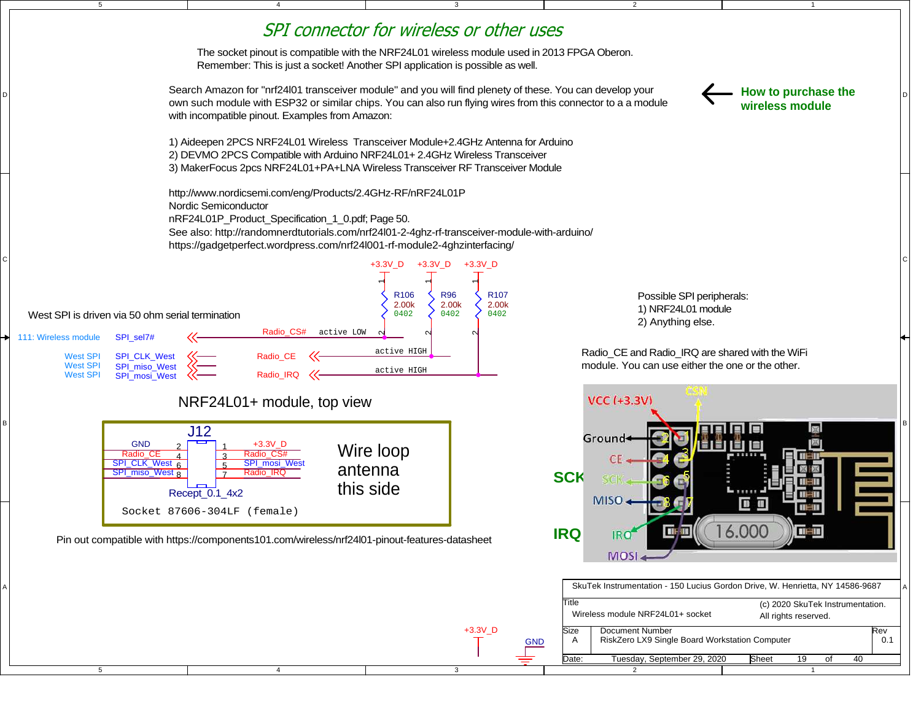# SPI connector for wireless or other uses

The socket pinout is compatible with the NRF24L01 wireless module used in 2013 FPGA Oberon.
Remember: This is just a socket! Another SPI application is possible as well.

Search Amazon for "nrf24l01 transceiver module" and you will find plenety of these. You can develop your own such module with ESP32 or similar chips. You can also run flying wires from this connector to a a module with incompatible pinout. Examples from Amazon:

**How to purchase the wireless module**

1) Aideepen 2PCS NRF24L01 Wireless Transceiver Module+2.4GHz Antenna for Arduino
2) DEVMO 2PCS Compatible with Arduino NRF24L01+ 2.4GHz Wireless Transceiver
3) MakerFocus 2pcs NRF24L01+PA+LNA Wireless Transceiver RF Transceiver Module

http://www.nordicsemi.com/eng/Products/2.4GHz-RF/nRF24L01P
Nordic Semiconductor
nRF24L01P_Product_Specification_1_0.pdf; Page 50.
See also: http://randomnerdtutorials.com/nrf24l01-2-4ghz-rf-transceiver-module-with-arduino/
https://gadgetperfect.wordpress.com/nrf24l001-rf-module2-4ghzinterfacing/

West SPI is driven via 50 ohm serial termination

+3.3V_D +3.3V_D +3.3V_D

R106 2.00k 0402 R96 2.00k 0402 R107 2.00k 0402

111: Wireless module SPI_sel7# — Radio_CS# active LOW
West SPI SPI_CLK_West — Radio_CE active HIGH
West SPI SPI_miso_West
West SPI SPI_mosi_West — Radio_IRQ active HIGH

Possible SPI peripherals:
1) NRF24L01 module
2) Anything else.

Radio_CE and Radio_IRQ are shared with the WiFi module. You can use either the one or the other.

## NRF24L01+ module, top view

J12

| Signal | Pin | Pin | Signal |
|---|---|---|---|
| GND | 2 | 1 | +3.3V_D |
| Radio_CE | 4 | 3 | Radio_CS# |
| SPI_CLK_West | 6 | 5 | SPI_mosi_West |
| SPI_miso_West | 8 | 7 | Radio_IRQ |

Recept_0.1_4x2

Socket 87606-304LF (female)

Wire loop antenna this side

VCC (+3.3V) CSN Ground CE SCK MISO IRQ MOSI 16.000

Pin out compatible with https://components101.com/wireless/nrf24l01-pinout-features-datasheet

+3.3V_D GND

SkuTek Instrumentation - 150 Lucius Gordon Drive, W. Henrietta, NY 14586-9687

| Title | | |
|---|---|---|
| Wireless module NRF24L01+ socket | (c) 2020 SkuTek Instrumentation. All rights reserved. | |
| Size: A | Document Number: RiskZero LX9 Single Board Workstation Computer | Rev: 0.1 |
| Date: Tuesday, September 29, 2020 | Sheet 19 of 40 | |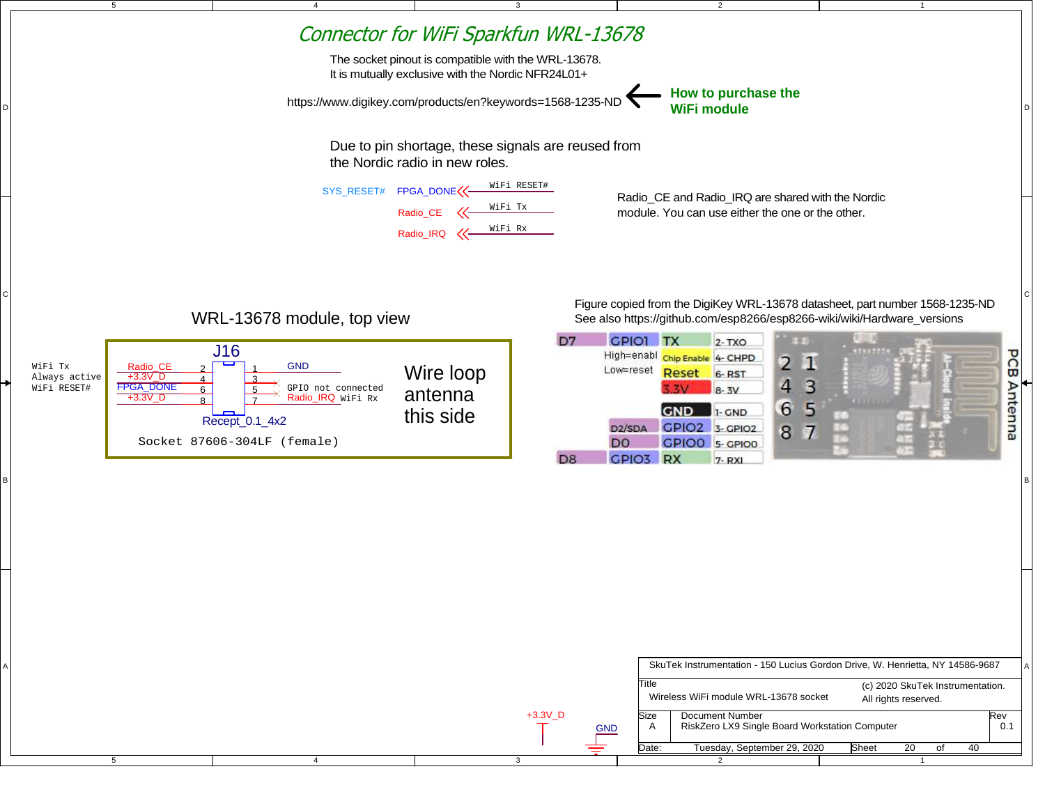# Connector for WiFi Sparkfun WRL-13678

The socket pinout is compatible with the WRL-13678.
It is mutually exclusive with the Nordic NFR24L01+

https://www.digikey.com/products/en?keywords=1568-1235-ND ← **How to purchase the WiFi module**

Due to pin shortage, these signals are reused from the Nordic radio in new roles.

| Signal | | WiFi role |
|---|---|---|
| SYS_RESET# | FPGA_DONE | WiFi RESET# |
| | Radio_CE | WiFi Tx |
| | Radio_IRQ | WiFi Rx |

Radio_CE and Radio_IRQ are shared with the Nordic module. You can use either the one or the other.

## WRL-13678 module, top view

J16 — Recept_0.1_4x2

| Function | Net | Pin | Pin | Net | Function |
|---|---|---|---|---|---|
| WiFi Tx | Radio_CE | 2 | 1 | GND | |
| Always active | +3.3V_D | 4 | 3 | | |
| WiFi RESET# | FPGA_DONE | 6 | 5 | | GPIO not connected |
| | +3.3V_D | 8 | 7 | Radio_IRQ | WiFi Rx |

Socket 87606-304LF (female)

Wire loop antenna this side

Figure copied from the DigiKey WRL-13678 datasheet, part number 1568-1235-ND
See also https://github.com/esp8266/esp8266-wiki/wiki/Hardware_versions

| | | | Pin | Pins | |
|---|---|---|---|---|---|
| D7 | GPIO1 | TX | 2- TXO | 2 1 | |
| High=enabl | | Chip Enable | 4- CHPD | 4 3 | |
| Low=reset | | Reset | 6- RST | 6 5 | |
| | | 3.3V | 8- 3V | 8 7 | |
| | | GND | 1- GND | | |
| D2/SDA | | GPIO2 | 3- GPIO2 | | |
| D0 | | GPIO0 | 5- GPIO0 | | |
| D8 | GPIO3 | RX | 7- RXI | | |

PCB Antenna

+3.3V_D
GND

SkuTek Instrumentation - 150 Lucius Gordon Drive, W. Henrietta, NY 14586-9687

Title: Wireless WiFi module WRL-13678 socket
(c) 2020 SkuTek Instrumentation. All rights reserved.

Size: A
Document Number: RiskZero LX9 Single Board Workstation Computer
Rev: 0.1

Date: Tuesday, September 29, 2020
Sheet 20 of 40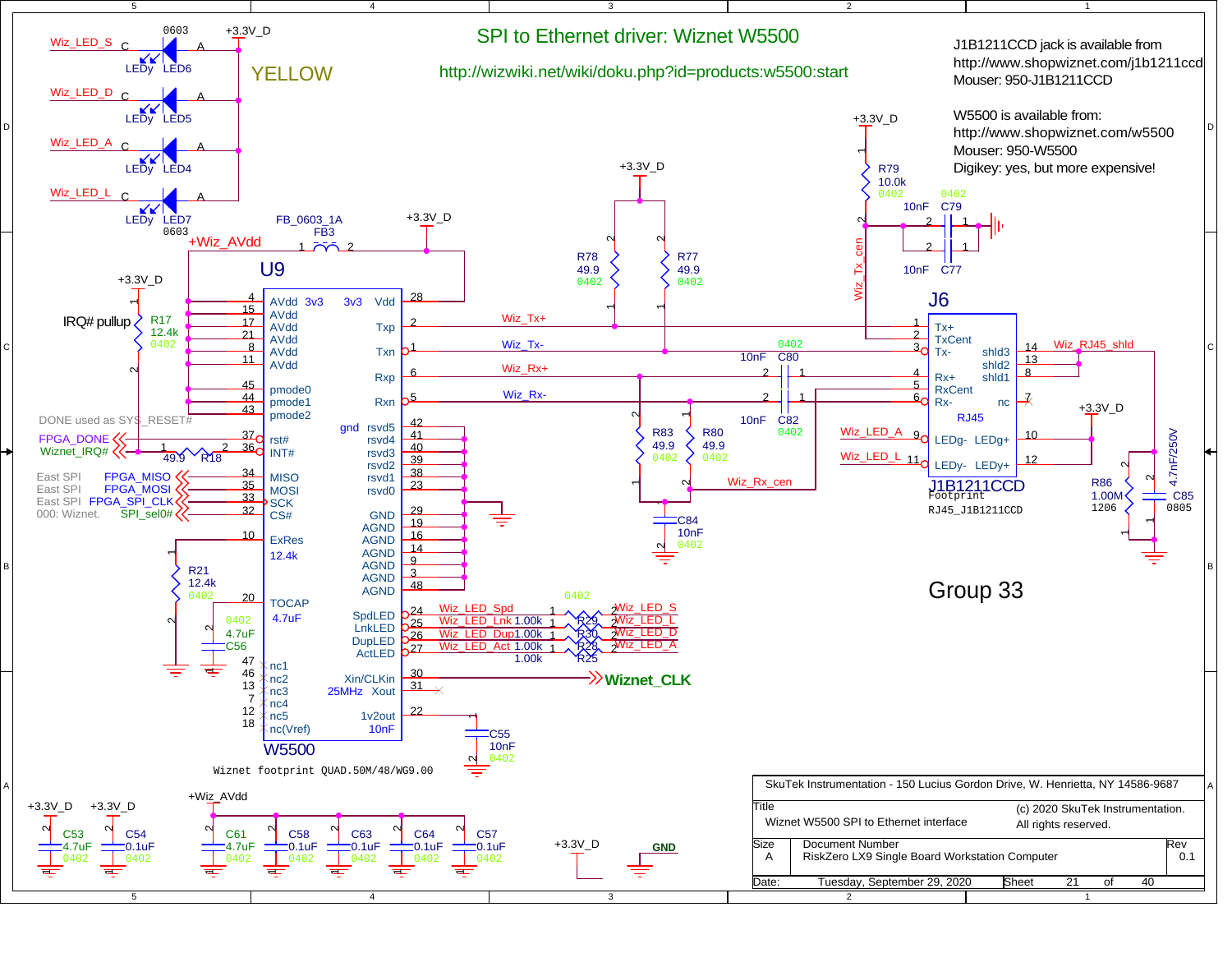# SPI to Ethernet driver: Wiznet W5500

http://wizwiki.net/wiki/doku.php?id=products:w5500:start

J1B1211CCD jack is available from
http://www.shopwiznet.com/j1b1211ccd
Mouser: 950-J1B1211CCD

W5500 is available from:
http://www.shopwiznet.com/w5500
Mouser: 950-W5500
Digikey: yes, but more expensive!

YELLOW

Group 33

IRQ# pullup

DONE used as SYS_RESET#

East SPI FPGA_MISO
East SPI FPGA_MOSI
East SPI FPGA_SPI_CLK
000: Wiznet. SPI_sel0#

Wiznet footprint QUAD.50M/48/WG9.00

| | |
|---|---|
| SkuTek Instrumentation - 150 Lucius Gordon Drive, W. Henrietta, NY 14586-9687 | |
| Title: Wiznet W5500 SPI to Ethernet interface | (c) 2020 SkuTek Instrumentation. All rights reserved. |
| Size: A | Document Number: RiskZero LX9 Single Board Workstation Computer | Rev: 0.1 |
| Date: Tuesday, September 29, 2020 | Sheet 21 of 40 |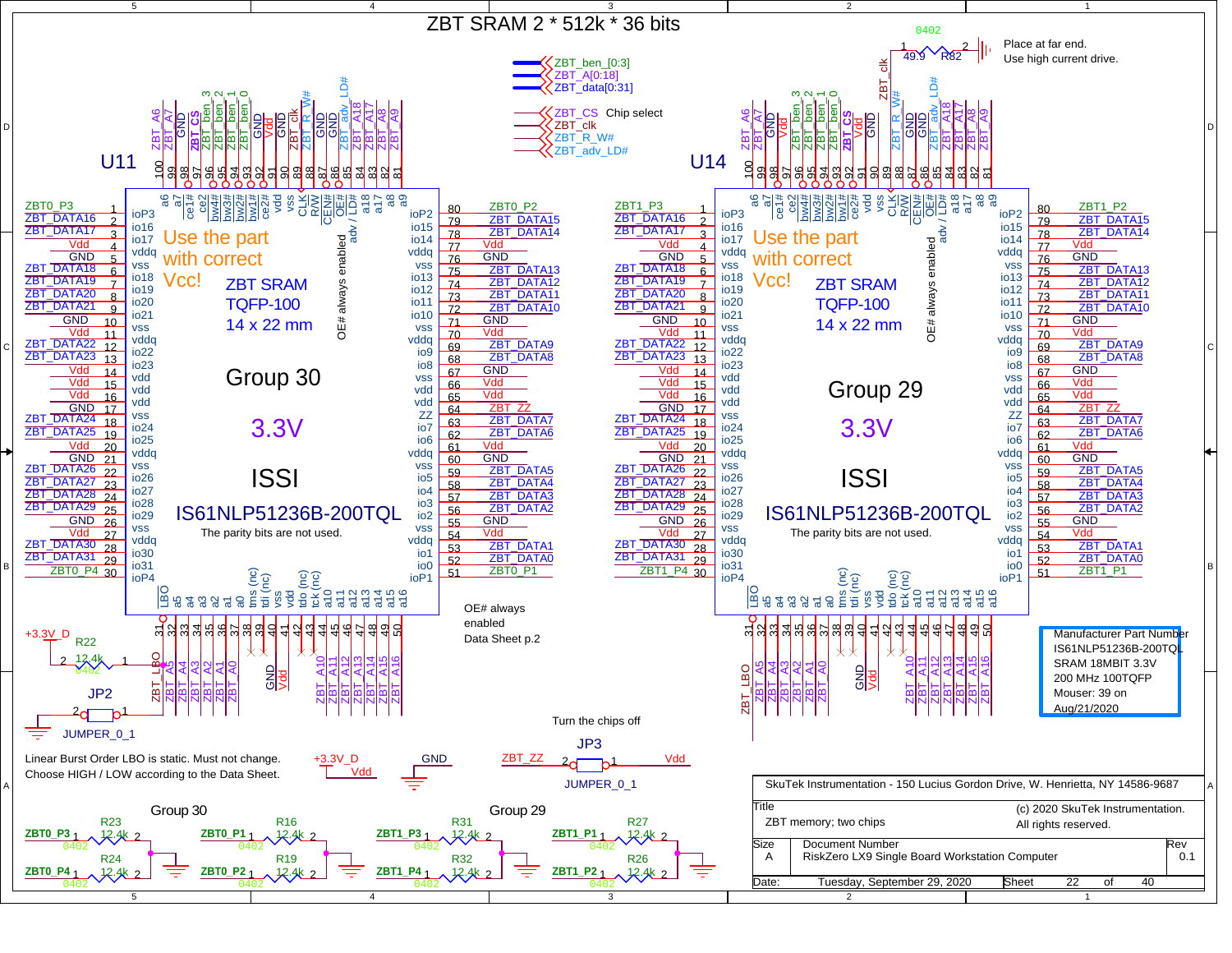# ZBT SRAM 2 * 512k * 36 bits

ZBT_ben_[0:3]
ZBT_A[0:18]
ZBT_data[0:31]

ZBT_CS Chip select
ZBT_clk
ZBT_R_W#
ZBT_adv_LD#

Place at far end.
Use high current drive.

R82 49.9 0402

## U11

Use the part with correct Vcc!

ZBT SRAM
TQFP-100
14 x 22 mm

OE# always enabled

Group 30

3.3V

ISSI

IS61NLP51236B-200TQL

The parity bits are not used.

## U14

Use the part with correct Vcc!

ZBT SRAM
TQFP-100
14 x 22 mm

OE# always enabled

Group 29

3.3V

ISSI

IS61NLP51236B-200TQL

The parity bits are not used.

OE# always enabled
Data Sheet p.2

+3.3V_D
R22 12.4k 0402
JP2 JUMPER_0_1

Linear Burst Order LBO is static. Must not change.
Choose HIGH / LOW according to the Data Sheet.

Turn the chips off
JP3 JUMPER_0_1
ZBT_ZZ — Vdd

Manufacturer Part Number
IS61NLP51236B-200TQL
SRAM 18MBIT 3.3V
200 MHz 100TQFP
Mouser: 39 on
Aug/21/2020

Group 30: R23 12.4k (ZBT0_P3), R16 12.4k (ZBT0_P1), R24 12.4k (ZBT0_P4), R19 12.4k (ZBT0_P2)

Group 29: R31 12.4k (ZBT1_P3), R27 12.4k (ZBT1_P1), R32 12.4k (ZBT1_P4), R26 12.4k (ZBT1_P2)

SkuTek Instrumentation - 150 Lucius Gordon Drive, W. Henrietta, NY 14586-9687

| Title | ZBT memory; two chips | (c) 2020 SkuTek Instrumentation. All rights reserved. | |
|---|---|---|---|
| Size | Document Number | | Rev |
| A | RiskZero LX9 Single Board Workstation Computer | | 0.1 |
| Date: | Tuesday, September 29, 2020 | Sheet 22 of 40 | |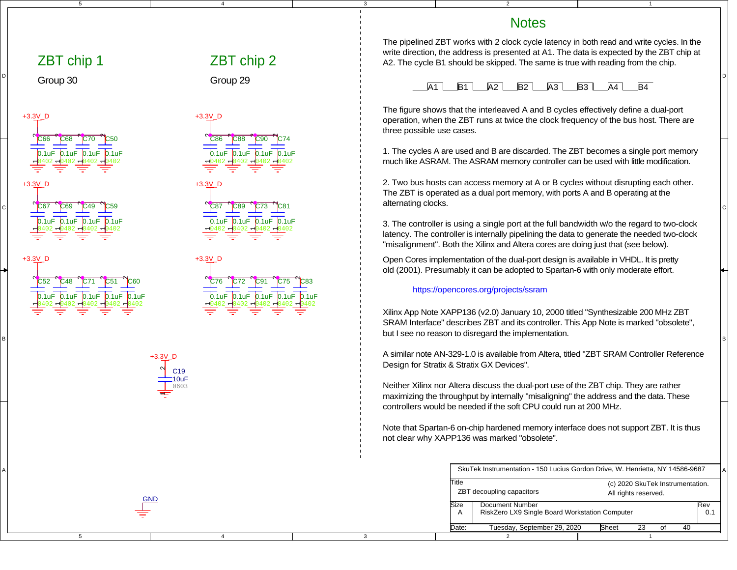## ZBT chip 1

Group 30

+3.3V_D

C66 0.1uF 0402, C68 0.1uF 0402, C70 0.1uF 0402, C50 0.1uF 0402

+3.3V_D

C67 0.1uF 0402, C69 0.1uF 0402, C49 0.1uF 0402, C59 0.1uF 0402

+3.3V_D

C52 0.1uF 0402, C48 0.1uF 0402, C71 0.1uF 0402, C51 0.1uF 0402, C60 0.1uF 0402

## ZBT chip 2

Group 29

+3.3V_D

C86 0.1uF 0402, C88 0.1uF 0402, C90 0.1uF 0402, C74 0.1uF 0402

+3.3V_D

C87 0.1uF 0402, C89 0.1uF 0402, C73 0.1uF 0402, C81 0.1uF 0402

+3.3V_D

C76 0.1uF 0402, C72 0.1uF 0402, C91 0.1uF 0402, C75 0.1uF 0402, C83 0.1uF 0402

+3.3V_D

C19 10uF 0603

GND

## Notes

The pipelined ZBT works with 2 clock cycle latency in both read and write cycles. In the write direction, the address is presented at A1. The data is expected by the ZBT chip at A2. The cycle B1 should be skipped. The same is true with reading from the chip.

A1 B1 A2 B2 A3 B3 A4 B4

The figure shows that the interleaved A and B cycles effectively define a dual-port operation, when the ZBT runs at twice the clock frequency of the bus host. There are three possible use cases.

1. The cycles A are used and B are discarded. The ZBT becomes a single port memory much like ASRAM. The ASRAM memory controller can be used with little modification.

2. Two bus hosts can access memory at A or B cycles without disrupting each other. The ZBT is operated as a dual port memory, with ports A and B operating at the alternating clocks.

3. The controller is using a single port at the full bandwidth w/o the regard to two-clock latency. The controller is internally pipelining the data to generate the needed two-clock "misalignment". Both the Xilinx and Altera cores are doing just that (see below).

Open Cores implementation of the dual-port design is available in VHDL. It is pretty old (2001). Presumably it can be adopted to Spartan-6 with only moderate effort.

https://opencores.org/projects/ssram

Xilinx App Note XAPP136 (v2.0) January 10, 2000 titled "Synthesizable 200 MHz ZBT SRAM Interface" describes ZBT and its controller. This App Note is marked "obsolete", but I see no reason to disregard the implementation.

A similar note AN-329-1.0 is available from Altera, titled "ZBT SRAM Controller Reference Design for Stratix & Stratix GX Devices".

Neither Xilinx nor Altera discuss the dual-port use of the ZBT chip. They are rather maximizing the throughput by internally "misaligning" the address and the data. These controllers would be needed if the soft CPU could run at 200 MHz.

Note that Spartan-6 on-chip hardened memory interface does not support ZBT. It is thus not clear why XAPP136 was marked "obsolete".

| | | |
|---|---|---|
| SkuTek Instrumentation - 150 Lucius Gordon Drive, W. Henrietta, NY 14586-9687 | | |
| Title: ZBT decoupling capacitors | (c) 2020 SkuTek Instrumentation. All rights reserved. | |
| Size: A | Document Number: RiskZero LX9 Single Board Workstation Computer | Rev: 0.1 |
| Date: Tuesday, September 29, 2020 | Sheet 23 of 40 | |